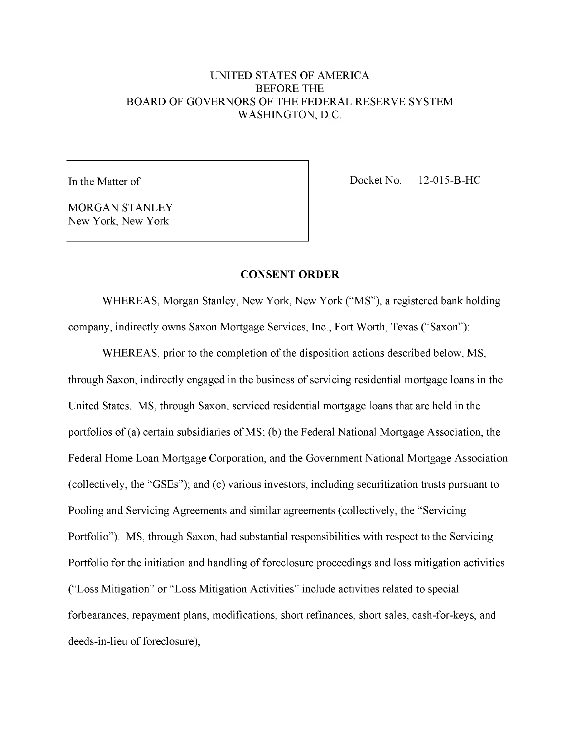UNITED STATES OF AMERICA
BEFORE THE
BOARD OF GOVERNORS OF THE FEDERAL RESERVE SYSTEM
WASHINGTON, D.C.

| In the Matter of<br><br>MORGAN STANLEY<br>New York, New York | Docket No. 12-015-B-HC |
|---|---|

## CONSENT ORDER

WHEREAS, Morgan Stanley, New York, New York ("MS"), a registered bank holding company, indirectly owns Saxon Mortgage Services, Inc., Fort Worth, Texas ("Saxon");

WHEREAS, prior to the completion of the disposition actions described below, MS, through Saxon, indirectly engaged in the business of servicing residential mortgage loans in the United States. MS, through Saxon, serviced residential mortgage loans that are held in the portfolios of (a) certain subsidiaries of MS; (b) the Federal National Mortgage Association, the Federal Home Loan Mortgage Corporation, and the Government National Mortgage Association (collectively, the "GSEs"); and (c) various investors, including securitization trusts pursuant to Pooling and Servicing Agreements and similar agreements (collectively, the "Servicing Portfolio"). MS, through Saxon, had substantial responsibilities with respect to the Servicing Portfolio for the initiation and handling of foreclosure proceedings and loss mitigation activities ("Loss Mitigation" or "Loss Mitigation Activities" include activities related to special forbearances, repayment plans, modifications, short refinances, short sales, cash-for-keys, and deeds-in-lieu of foreclosure);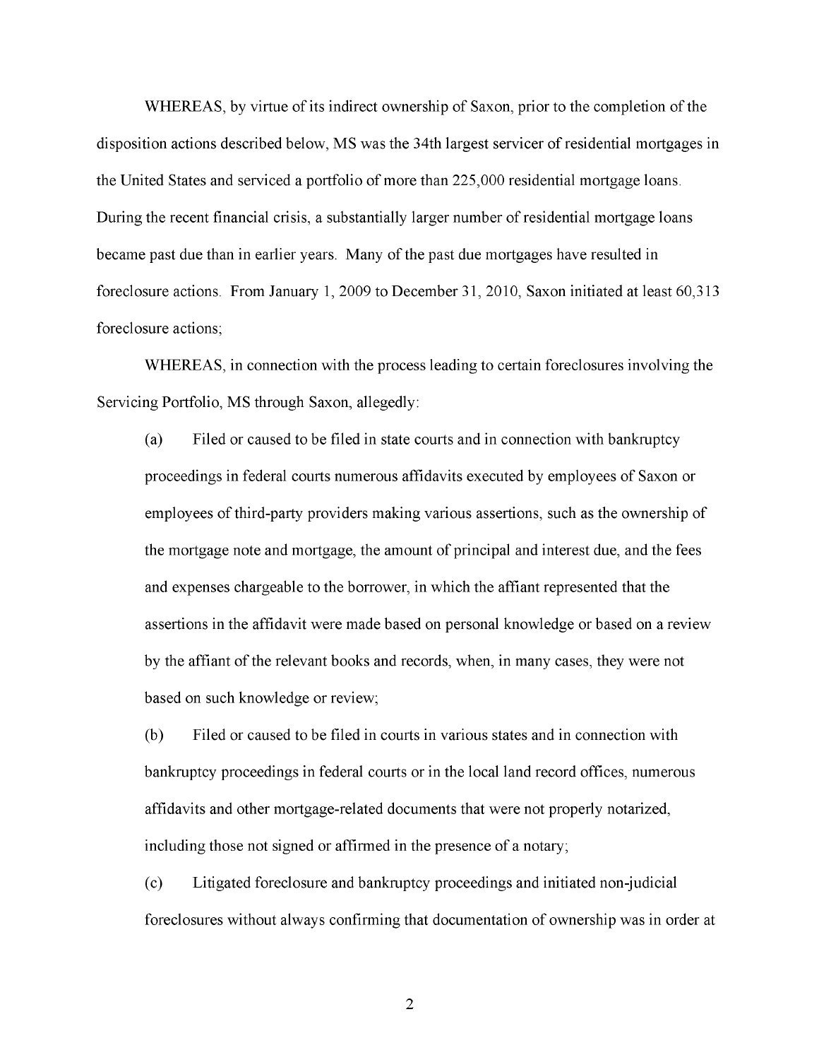WHEREAS, by virtue of its indirect ownership of Saxon, prior to the completion of the disposition actions described below, MS was the 34th largest servicer of residential mortgages in the United States and serviced a portfolio of more than 225,000 residential mortgage loans. During the recent financial crisis, a substantially larger number of residential mortgage loans became past due than in earlier years. Many of the past due mortgages have resulted in foreclosure actions. From January 1, 2009 to December 31, 2010, Saxon initiated at least 60,313 foreclosure actions;

WHEREAS, in connection with the process leading to certain foreclosures involving the Servicing Portfolio, MS through Saxon, allegedly:

(a) Filed or caused to be filed in state courts and in connection with bankruptcy proceedings in federal courts numerous affidavits executed by employees of Saxon or employees of third-party providers making various assertions, such as the ownership of the mortgage note and mortgage, the amount of principal and interest due, and the fees and expenses chargeable to the borrower, in which the affiant represented that the assertions in the affidavit were made based on personal knowledge or based on a review by the affiant of the relevant books and records, when, in many cases, they were not based on such knowledge or review;

(b) Filed or caused to be filed in courts in various states and in connection with bankruptcy proceedings in federal courts or in the local land record offices, numerous affidavits and other mortgage-related documents that were not properly notarized, including those not signed or affirmed in the presence of a notary;

(c) Litigated foreclosure and bankruptcy proceedings and initiated non-judicial foreclosures without always confirming that documentation of ownership was in order at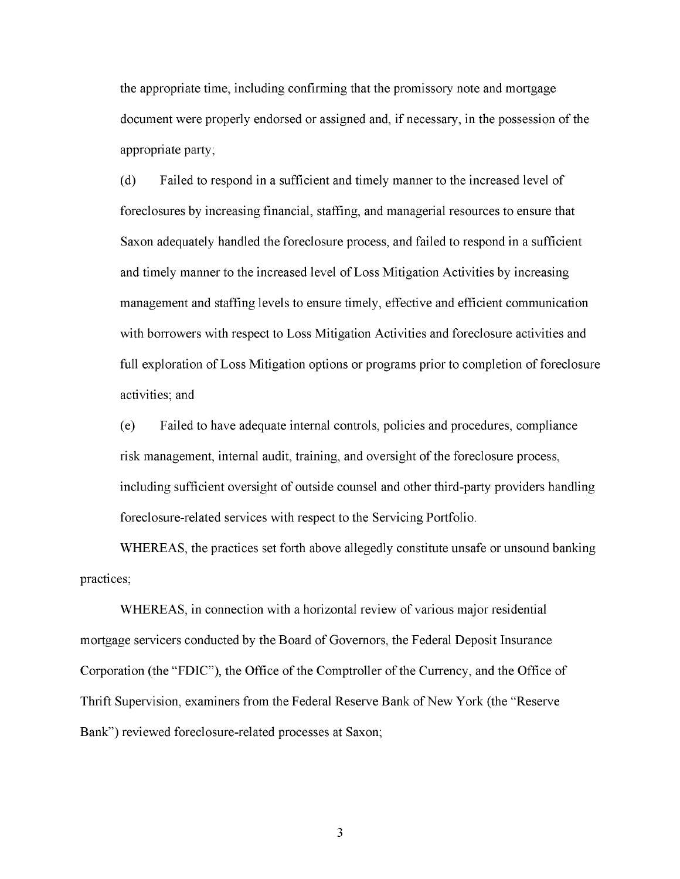the appropriate time, including confirming that the promissory note and mortgage document were properly endorsed or assigned and, if necessary, in the possession of the appropriate party;

(d) Failed to respond in a sufficient and timely manner to the increased level of foreclosures by increasing financial, staffing, and managerial resources to ensure that Saxon adequately handled the foreclosure process, and failed to respond in a sufficient and timely manner to the increased level of Loss Mitigation Activities by increasing management and staffing levels to ensure timely, effective and efficient communication with borrowers with respect to Loss Mitigation Activities and foreclosure activities and full exploration of Loss Mitigation options or programs prior to completion of foreclosure activities; and

(e) Failed to have adequate internal controls, policies and procedures, compliance risk management, internal audit, training, and oversight of the foreclosure process, including sufficient oversight of outside counsel and other third-party providers handling foreclosure-related services with respect to the Servicing Portfolio.

WHEREAS, the practices set forth above allegedly constitute unsafe or unsound banking practices;

WHEREAS, in connection with a horizontal review of various major residential mortgage servicers conducted by the Board of Governors, the Federal Deposit Insurance Corporation (the "FDIC"), the Office of the Comptroller of the Currency, and the Office of Thrift Supervision, examiners from the Federal Reserve Bank of New York (the "Reserve Bank") reviewed foreclosure-related processes at Saxon;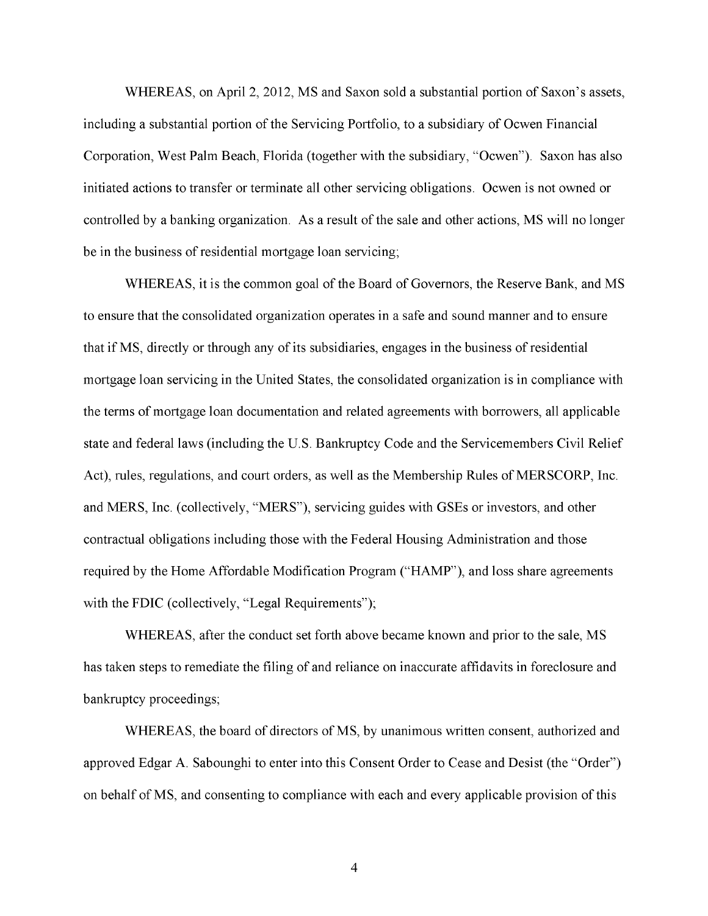WHEREAS, on April 2, 2012, MS and Saxon sold a substantial portion of Saxon's assets, including a substantial portion of the Servicing Portfolio, to a subsidiary of Ocwen Financial Corporation, West Palm Beach, Florida (together with the subsidiary, "Ocwen"). Saxon has also initiated actions to transfer or terminate all other servicing obligations. Ocwen is not owned or controlled by a banking organization. As a result of the sale and other actions, MS will no longer be in the business of residential mortgage loan servicing;

WHEREAS, it is the common goal of the Board of Governors, the Reserve Bank, and MS to ensure that the consolidated organization operates in a safe and sound manner and to ensure that if MS, directly or through any of its subsidiaries, engages in the business of residential mortgage loan servicing in the United States, the consolidated organization is in compliance with the terms of mortgage loan documentation and related agreements with borrowers, all applicable state and federal laws (including the U.S. Bankruptcy Code and the Servicemembers Civil Relief Act), rules, regulations, and court orders, as well as the Membership Rules of MERSCORP, Inc. and MERS, Inc. (collectively, "MERS"), servicing guides with GSEs or investors, and other contractual obligations including those with the Federal Housing Administration and those required by the Home Affordable Modification Program ("HAMP"), and loss share agreements with the FDIC (collectively, "Legal Requirements");

WHEREAS, after the conduct set forth above became known and prior to the sale, MS has taken steps to remediate the filing of and reliance on inaccurate affidavits in foreclosure and bankruptcy proceedings;

WHEREAS, the board of directors of MS, by unanimous written consent, authorized and approved Edgar A. Sabounghi to enter into this Consent Order to Cease and Desist (the "Order") on behalf of MS, and consenting to compliance with each and every applicable provision of this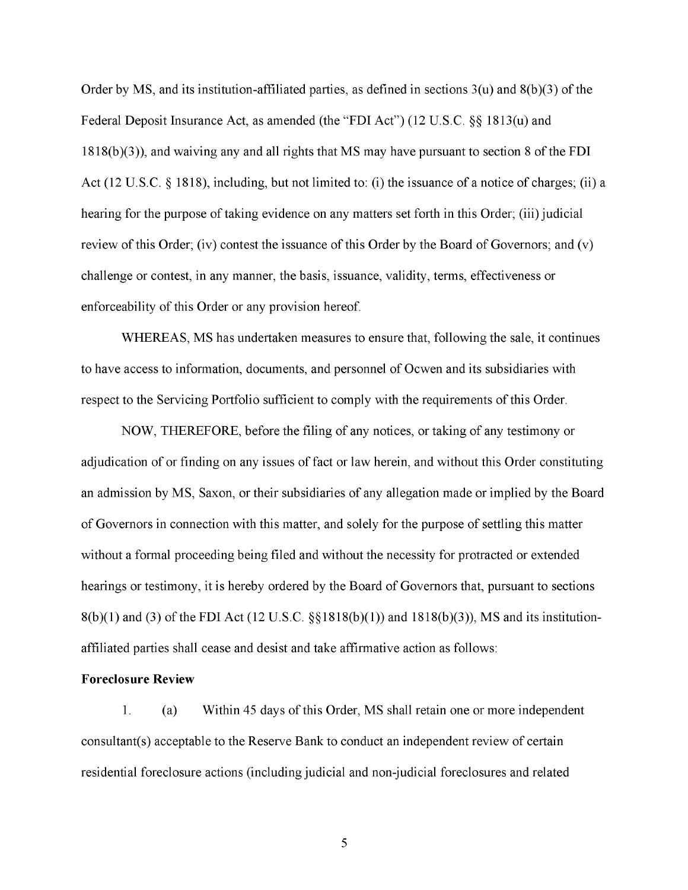Order by MS, and its institution-affiliated parties, as defined in sections 3(u) and 8(b)(3) of the Federal Deposit Insurance Act, as amended (the "FDI Act") (12 U.S.C. §§ 1813(u) and 1818(b)(3)), and waiving any and all rights that MS may have pursuant to section 8 of the FDI Act (12 U.S.C. § 1818), including, but not limited to: (i) the issuance of a notice of charges; (ii) a hearing for the purpose of taking evidence on any matters set forth in this Order; (iii) judicial review of this Order; (iv) contest the issuance of this Order by the Board of Governors; and (v) challenge or contest, in any manner, the basis, issuance, validity, terms, effectiveness or enforceability of this Order or any provision hereof.

WHEREAS, MS has undertaken measures to ensure that, following the sale, it continues to have access to information, documents, and personnel of Ocwen and its subsidiaries with respect to the Servicing Portfolio sufficient to comply with the requirements of this Order.

NOW, THEREFORE, before the filing of any notices, or taking of any testimony or adjudication of or finding on any issues of fact or law herein, and without this Order constituting an admission by MS, Saxon, or their subsidiaries of any allegation made or implied by the Board of Governors in connection with this matter, and solely for the purpose of settling this matter without a formal proceeding being filed and without the necessity for protracted or extended hearings or testimony, it is hereby ordered by the Board of Governors that, pursuant to sections 8(b)(1) and (3) of the FDI Act (12 U.S.C. §§1818(b)(1)) and 1818(b)(3)), MS and its institution-affiliated parties shall cease and desist and take affirmative action as follows:

**Foreclosure Review**

1. (a) Within 45 days of this Order, MS shall retain one or more independent consultant(s) acceptable to the Reserve Bank to conduct an independent review of certain residential foreclosure actions (including judicial and non-judicial foreclosures and related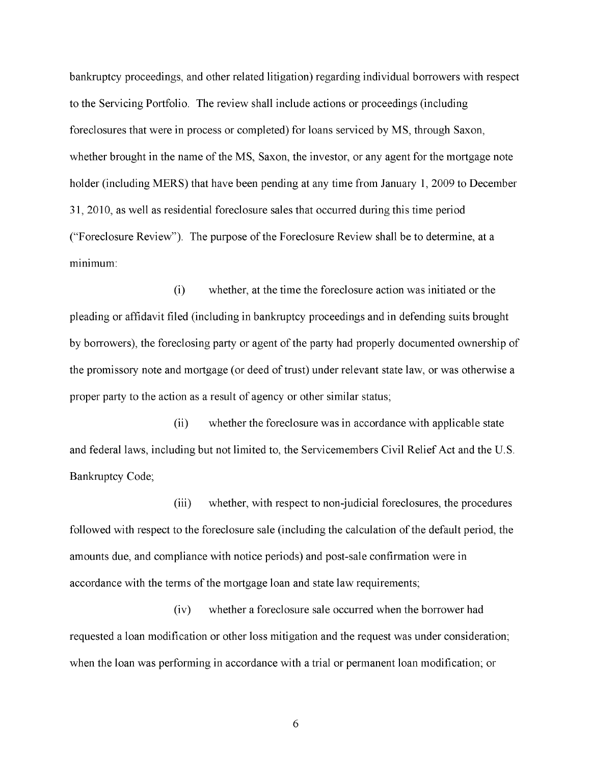bankruptcy proceedings, and other related litigation) regarding individual borrowers with respect to the Servicing Portfolio. The review shall include actions or proceedings (including foreclosures that were in process or completed) for loans serviced by MS, through Saxon, whether brought in the name of the MS, Saxon, the investor, or any agent for the mortgage note holder (including MERS) that have been pending at any time from January 1, 2009 to December 31, 2010, as well as residential foreclosure sales that occurred during this time period ("Foreclosure Review"). The purpose of the Foreclosure Review shall be to determine, at a minimum:

(i) whether, at the time the foreclosure action was initiated or the pleading or affidavit filed (including in bankruptcy proceedings and in defending suits brought by borrowers), the foreclosing party or agent of the party had properly documented ownership of the promissory note and mortgage (or deed of trust) under relevant state law, or was otherwise a proper party to the action as a result of agency or other similar status;

(ii) whether the foreclosure was in accordance with applicable state and federal laws, including but not limited to, the Servicemembers Civil Relief Act and the U.S. Bankruptcy Code;

(iii) whether, with respect to non-judicial foreclosures, the procedures followed with respect to the foreclosure sale (including the calculation of the default period, the amounts due, and compliance with notice periods) and post-sale confirmation were in accordance with the terms of the mortgage loan and state law requirements;

(iv) whether a foreclosure sale occurred when the borrower had requested a loan modification or other loss mitigation and the request was under consideration; when the loan was performing in accordance with a trial or permanent loan modification; or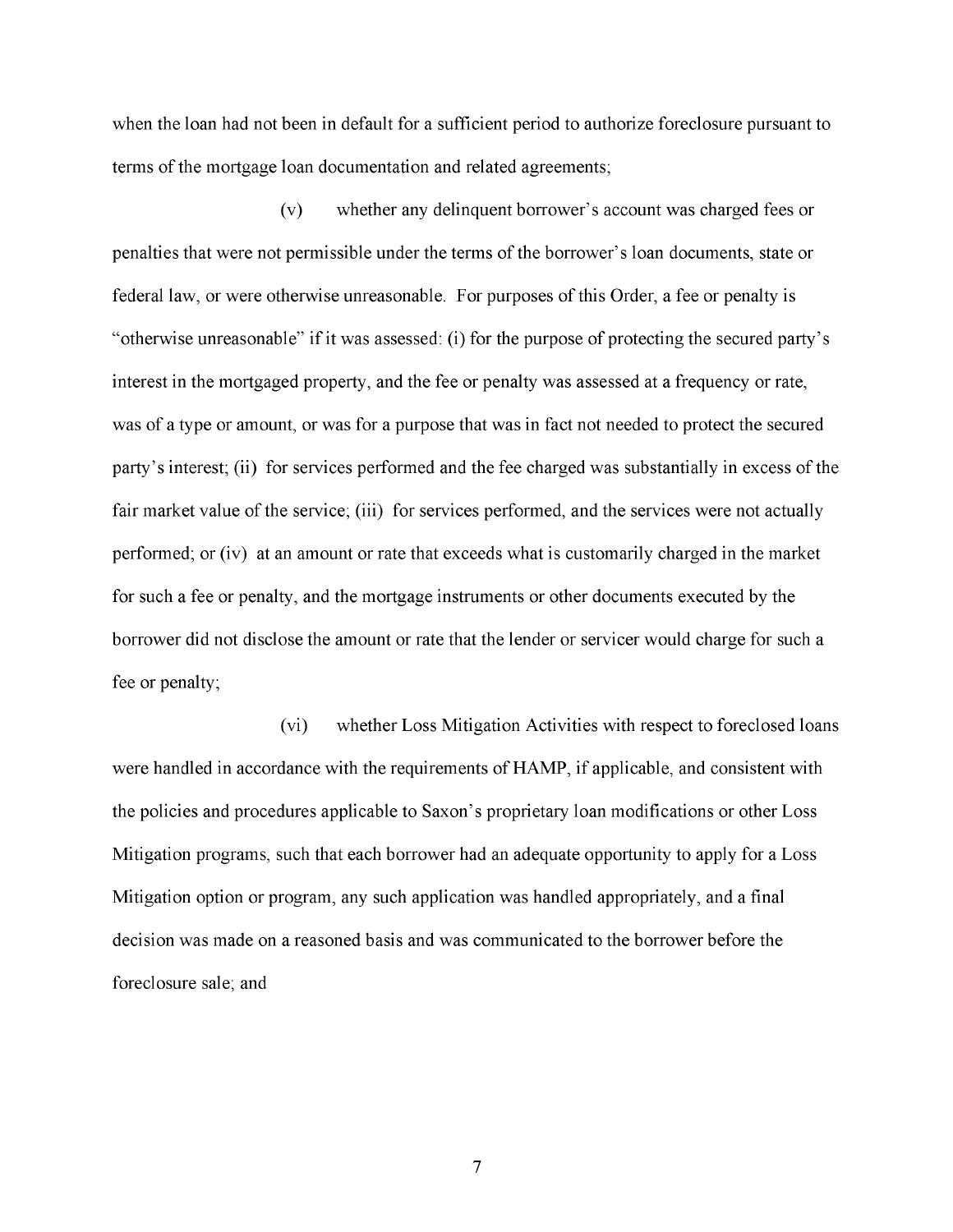when the loan had not been in default for a sufficient period to authorize foreclosure pursuant to terms of the mortgage loan documentation and related agreements;

(v) whether any delinquent borrower's account was charged fees or penalties that were not permissible under the terms of the borrower's loan documents, state or federal law, or were otherwise unreasonable. For purposes of this Order, a fee or penalty is "otherwise unreasonable" if it was assessed: (i) for the purpose of protecting the secured party's interest in the mortgaged property, and the fee or penalty was assessed at a frequency or rate, was of a type or amount, or was for a purpose that was in fact not needed to protect the secured party's interest; (ii) for services performed and the fee charged was substantially in excess of the fair market value of the service; (iii) for services performed, and the services were not actually performed; or (iv) at an amount or rate that exceeds what is customarily charged in the market for such a fee or penalty, and the mortgage instruments or other documents executed by the borrower did not disclose the amount or rate that the lender or servicer would charge for such a fee or penalty;

(vi) whether Loss Mitigation Activities with respect to foreclosed loans were handled in accordance with the requirements of HAMP, if applicable, and consistent with the policies and procedures applicable to Saxon's proprietary loan modifications or other Loss Mitigation programs, such that each borrower had an adequate opportunity to apply for a Loss Mitigation option or program, any such application was handled appropriately, and a final decision was made on a reasoned basis and was communicated to the borrower before the foreclosure sale; and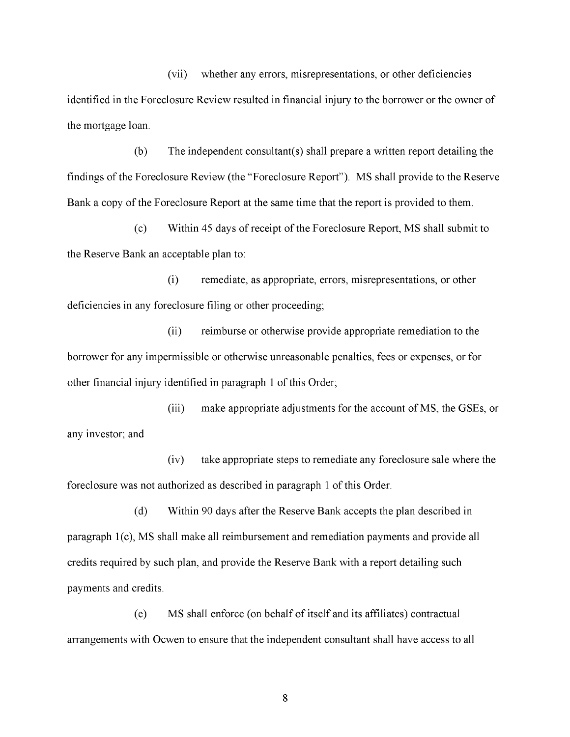(vii) whether any errors, misrepresentations, or other deficiencies identified in the Foreclosure Review resulted in financial injury to the borrower or the owner of the mortgage loan.

(b) The independent consultant(s) shall prepare a written report detailing the findings of the Foreclosure Review (the "Foreclosure Report"). MS shall provide to the Reserve Bank a copy of the Foreclosure Report at the same time that the report is provided to them.

(c) Within 45 days of receipt of the Foreclosure Report, MS shall submit to the Reserve Bank an acceptable plan to:

(i) remediate, as appropriate, errors, misrepresentations, or other deficiencies in any foreclosure filing or other proceeding;

(ii) reimburse or otherwise provide appropriate remediation to the borrower for any impermissible or otherwise unreasonable penalties, fees or expenses, or for other financial injury identified in paragraph 1 of this Order;

(iii) make appropriate adjustments for the account of MS, the GSEs, or any investor; and

(iv) take appropriate steps to remediate any foreclosure sale where the foreclosure was not authorized as described in paragraph 1 of this Order.

(d) Within 90 days after the Reserve Bank accepts the plan described in paragraph 1(c), MS shall make all reimbursement and remediation payments and provide all credits required by such plan, and provide the Reserve Bank with a report detailing such payments and credits.

(e) MS shall enforce (on behalf of itself and its affiliates) contractual arrangements with Ocwen to ensure that the independent consultant shall have access to all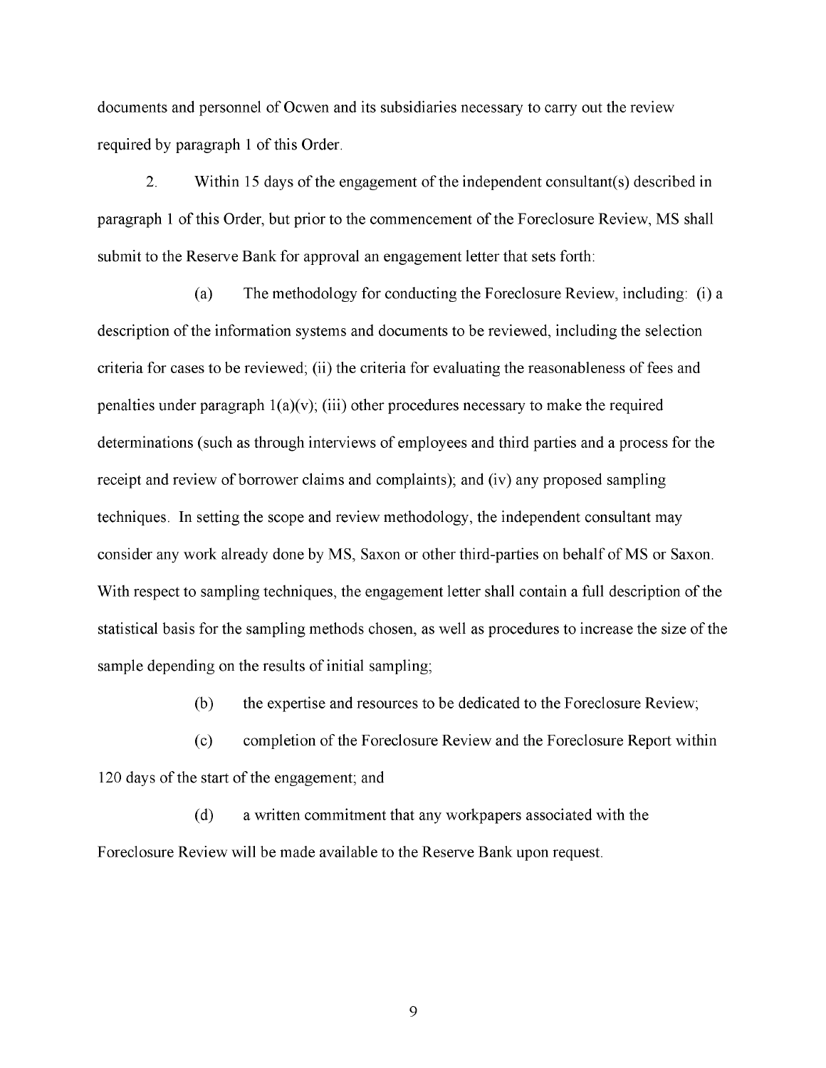documents and personnel of Ocwen and its subsidiaries necessary to carry out the review required by paragraph 1 of this Order.

2. Within 15 days of the engagement of the independent consultant(s) described in paragraph 1 of this Order, but prior to the commencement of the Foreclosure Review, MS shall submit to the Reserve Bank for approval an engagement letter that sets forth:

(a) The methodology for conducting the Foreclosure Review, including: (i) a description of the information systems and documents to be reviewed, including the selection criteria for cases to be reviewed; (ii) the criteria for evaluating the reasonableness of fees and penalties under paragraph 1(a)(v); (iii) other procedures necessary to make the required determinations (such as through interviews of employees and third parties and a process for the receipt and review of borrower claims and complaints); and (iv) any proposed sampling techniques. In setting the scope and review methodology, the independent consultant may consider any work already done by MS, Saxon or other third-parties on behalf of MS or Saxon. With respect to sampling techniques, the engagement letter shall contain a full description of the statistical basis for the sampling methods chosen, as well as procedures to increase the size of the sample depending on the results of initial sampling;

(b) the expertise and resources to be dedicated to the Foreclosure Review;

(c) completion of the Foreclosure Review and the Foreclosure Report within 120 days of the start of the engagement; and

(d) a written commitment that any workpapers associated with the Foreclosure Review will be made available to the Reserve Bank upon request.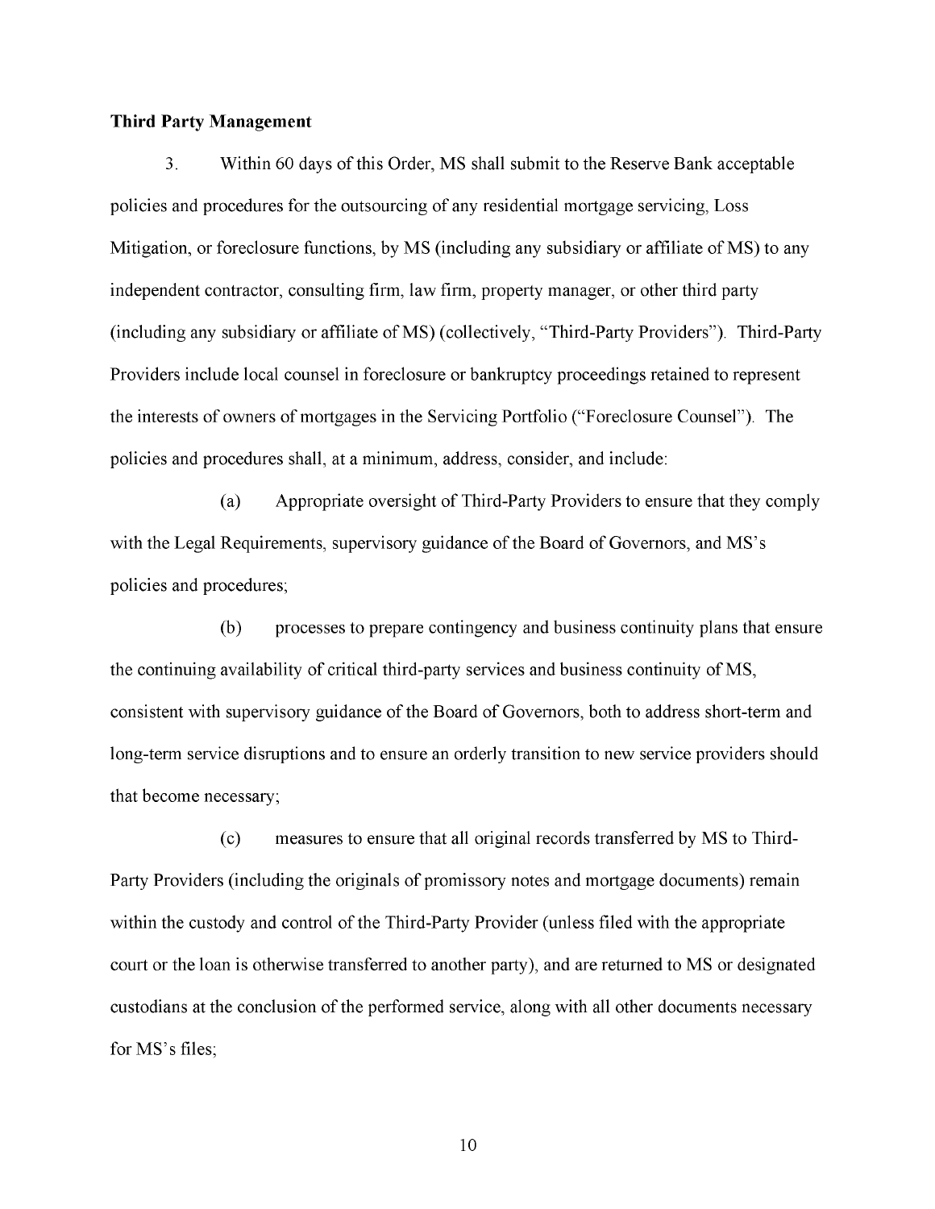**Third Party Management**

3. Within 60 days of this Order, MS shall submit to the Reserve Bank acceptable policies and procedures for the outsourcing of any residential mortgage servicing, Loss Mitigation, or foreclosure functions, by MS (including any subsidiary or affiliate of MS) to any independent contractor, consulting firm, law firm, property manager, or other third party (including any subsidiary or affiliate of MS) (collectively, "Third-Party Providers"). Third-Party Providers include local counsel in foreclosure or bankruptcy proceedings retained to represent the interests of owners of mortgages in the Servicing Portfolio ("Foreclosure Counsel"). The policies and procedures shall, at a minimum, address, consider, and include:

(a) Appropriate oversight of Third-Party Providers to ensure that they comply with the Legal Requirements, supervisory guidance of the Board of Governors, and MS's policies and procedures;

(b) processes to prepare contingency and business continuity plans that ensure the continuing availability of critical third-party services and business continuity of MS, consistent with supervisory guidance of the Board of Governors, both to address short-term and long-term service disruptions and to ensure an orderly transition to new service providers should that become necessary;

(c) measures to ensure that all original records transferred by MS to Third-Party Providers (including the originals of promissory notes and mortgage documents) remain within the custody and control of the Third-Party Provider (unless filed with the appropriate court or the loan is otherwise transferred to another party), and are returned to MS or designated custodians at the conclusion of the performed service, along with all other documents necessary for MS's files;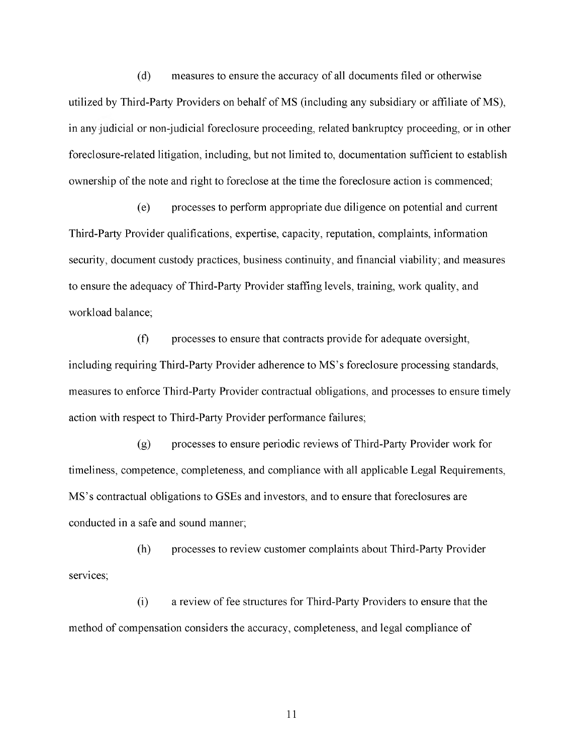(d) measures to ensure the accuracy of all documents filed or otherwise utilized by Third-Party Providers on behalf of MS (including any subsidiary or affiliate of MS), in any judicial or non-judicial foreclosure proceeding, related bankruptcy proceeding, or in other foreclosure-related litigation, including, but not limited to, documentation sufficient to establish ownership of the note and right to foreclose at the time the foreclosure action is commenced;

(e) processes to perform appropriate due diligence on potential and current Third-Party Provider qualifications, expertise, capacity, reputation, complaints, information security, document custody practices, business continuity, and financial viability; and measures to ensure the adequacy of Third-Party Provider staffing levels, training, work quality, and workload balance;

(f) processes to ensure that contracts provide for adequate oversight, including requiring Third-Party Provider adherence to MS's foreclosure processing standards, measures to enforce Third-Party Provider contractual obligations, and processes to ensure timely action with respect to Third-Party Provider performance failures;

(g) processes to ensure periodic reviews of Third-Party Provider work for timeliness, competence, completeness, and compliance with all applicable Legal Requirements, MS's contractual obligations to GSEs and investors, and to ensure that foreclosures are conducted in a safe and sound manner;

(h) processes to review customer complaints about Third-Party Provider services;

(i) a review of fee structures for Third-Party Providers to ensure that the method of compensation considers the accuracy, completeness, and legal compliance of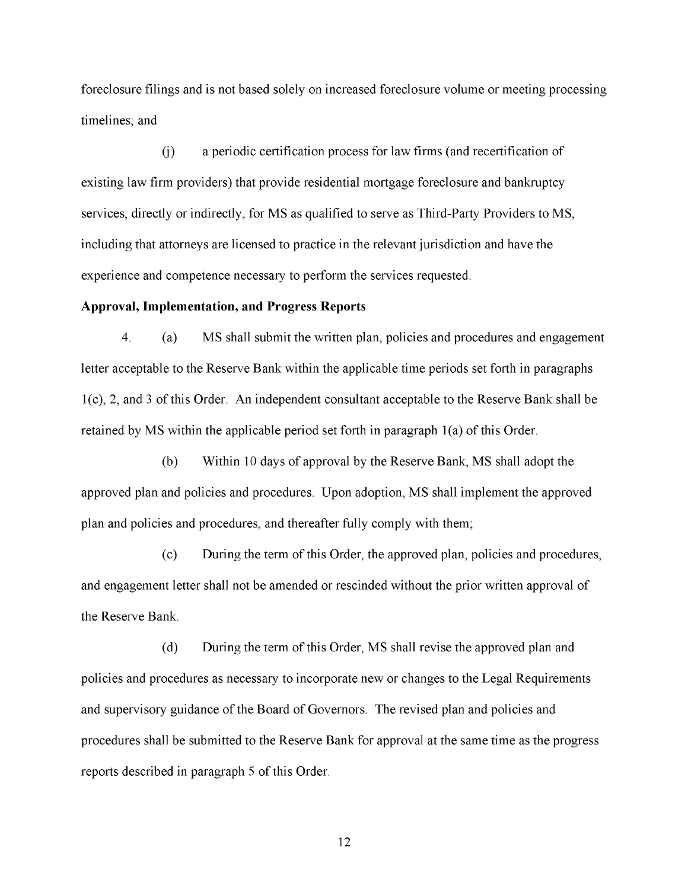foreclosure filings and is not based solely on increased foreclosure volume or meeting processing timelines; and

(j) a periodic certification process for law firms (and recertification of existing law firm providers) that provide residential mortgage foreclosure and bankruptcy services, directly or indirectly, for MS as qualified to serve as Third-Party Providers to MS, including that attorneys are licensed to practice in the relevant jurisdiction and have the experience and competence necessary to perform the services requested.

**Approval, Implementation, and Progress Reports**

4. (a) MS shall submit the written plan, policies and procedures and engagement letter acceptable to the Reserve Bank within the applicable time periods set forth in paragraphs 1(c), 2, and 3 of this Order. An independent consultant acceptable to the Reserve Bank shall be retained by MS within the applicable period set forth in paragraph 1(a) of this Order.

(b) Within 10 days of approval by the Reserve Bank, MS shall adopt the approved plan and policies and procedures. Upon adoption, MS shall implement the approved plan and policies and procedures, and thereafter fully comply with them;

(c) During the term of this Order, the approved plan, policies and procedures, and engagement letter shall not be amended or rescinded without the prior written approval of the Reserve Bank.

(d) During the term of this Order, MS shall revise the approved plan and policies and procedures as necessary to incorporate new or changes to the Legal Requirements and supervisory guidance of the Board of Governors. The revised plan and policies and procedures shall be submitted to the Reserve Bank for approval at the same time as the progress reports described in paragraph 5 of this Order.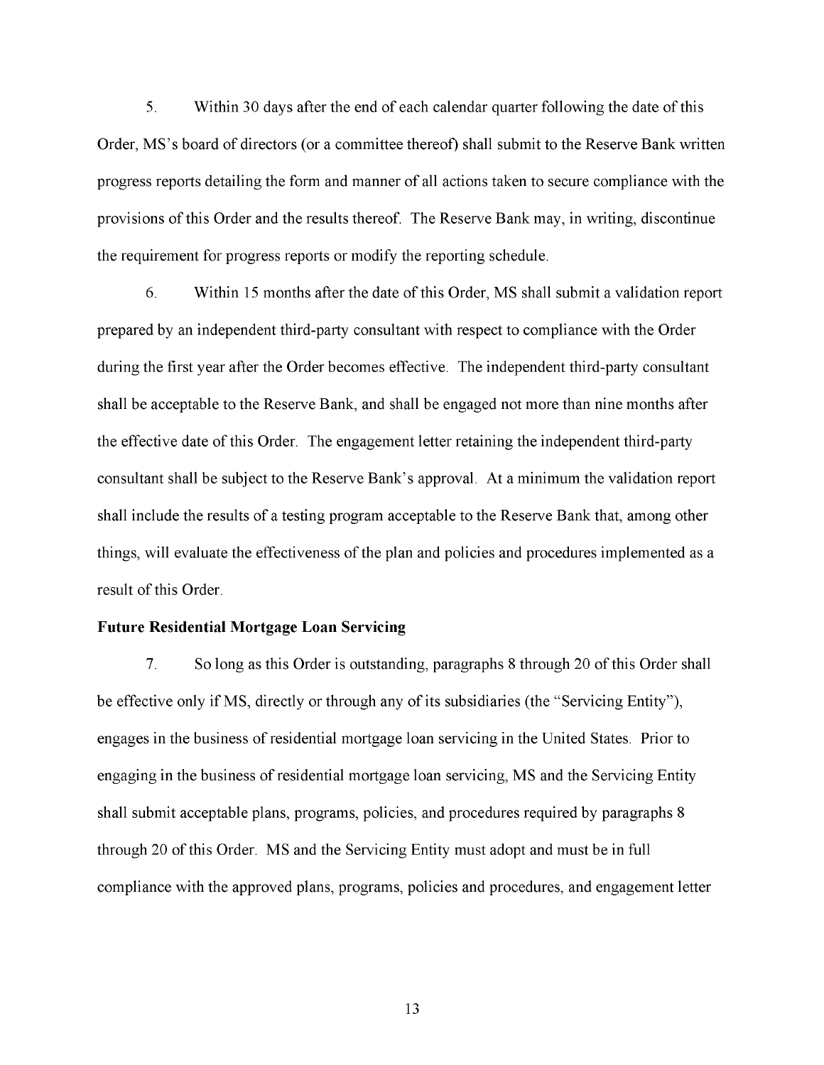5. Within 30 days after the end of each calendar quarter following the date of this Order, MS's board of directors (or a committee thereof) shall submit to the Reserve Bank written progress reports detailing the form and manner of all actions taken to secure compliance with the provisions of this Order and the results thereof. The Reserve Bank may, in writing, discontinue the requirement for progress reports or modify the reporting schedule.

6. Within 15 months after the date of this Order, MS shall submit a validation report prepared by an independent third-party consultant with respect to compliance with the Order during the first year after the Order becomes effective. The independent third-party consultant shall be acceptable to the Reserve Bank, and shall be engaged not more than nine months after the effective date of this Order. The engagement letter retaining the independent third-party consultant shall be subject to the Reserve Bank's approval. At a minimum the validation report shall include the results of a testing program acceptable to the Reserve Bank that, among other things, will evaluate the effectiveness of the plan and policies and procedures implemented as a result of this Order.

**Future Residential Mortgage Loan Servicing**

7. So long as this Order is outstanding, paragraphs 8 through 20 of this Order shall be effective only if MS, directly or through any of its subsidiaries (the "Servicing Entity"), engages in the business of residential mortgage loan servicing in the United States. Prior to engaging in the business of residential mortgage loan servicing, MS and the Servicing Entity shall submit acceptable plans, programs, policies, and procedures required by paragraphs 8 through 20 of this Order. MS and the Servicing Entity must adopt and must be in full compliance with the approved plans, programs, policies and procedures, and engagement letter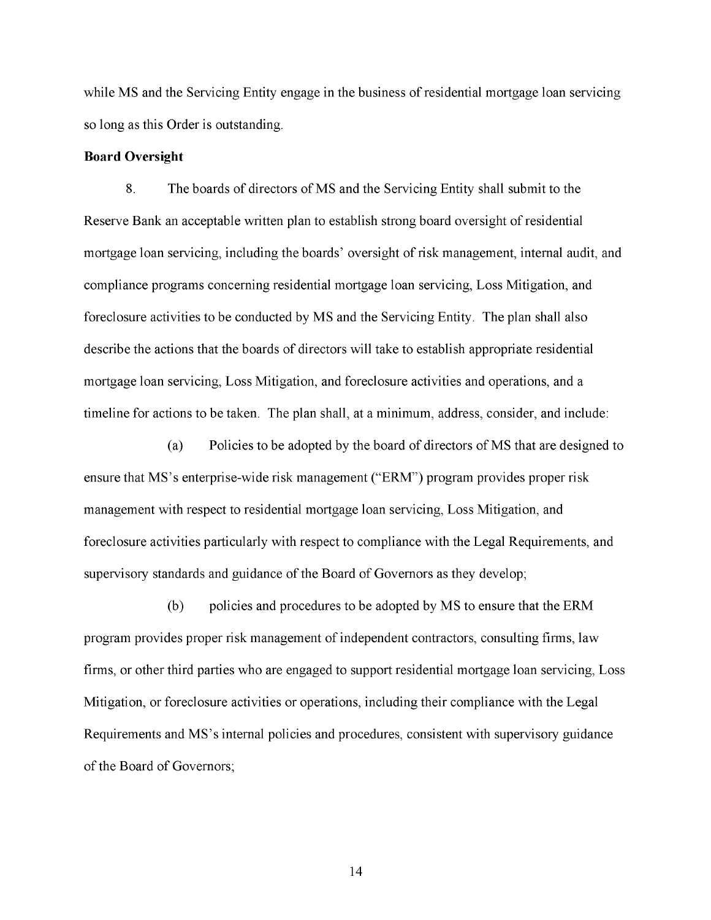while MS and the Servicing Entity engage in the business of residential mortgage loan servicing so long as this Order is outstanding.

**Board Oversight**

8. The boards of directors of MS and the Servicing Entity shall submit to the Reserve Bank an acceptable written plan to establish strong board oversight of residential mortgage loan servicing, including the boards' oversight of risk management, internal audit, and compliance programs concerning residential mortgage loan servicing, Loss Mitigation, and foreclosure activities to be conducted by MS and the Servicing Entity. The plan shall also describe the actions that the boards of directors will take to establish appropriate residential mortgage loan servicing, Loss Mitigation, and foreclosure activities and operations, and a timeline for actions to be taken. The plan shall, at a minimum, address, consider, and include:

(a) Policies to be adopted by the board of directors of MS that are designed to ensure that MS's enterprise-wide risk management ("ERM") program provides proper risk management with respect to residential mortgage loan servicing, Loss Mitigation, and foreclosure activities particularly with respect to compliance with the Legal Requirements, and supervisory standards and guidance of the Board of Governors as they develop;

(b) policies and procedures to be adopted by MS to ensure that the ERM program provides proper risk management of independent contractors, consulting firms, law firms, or other third parties who are engaged to support residential mortgage loan servicing, Loss Mitigation, or foreclosure activities or operations, including their compliance with the Legal Requirements and MS's internal policies and procedures, consistent with supervisory guidance of the Board of Governors;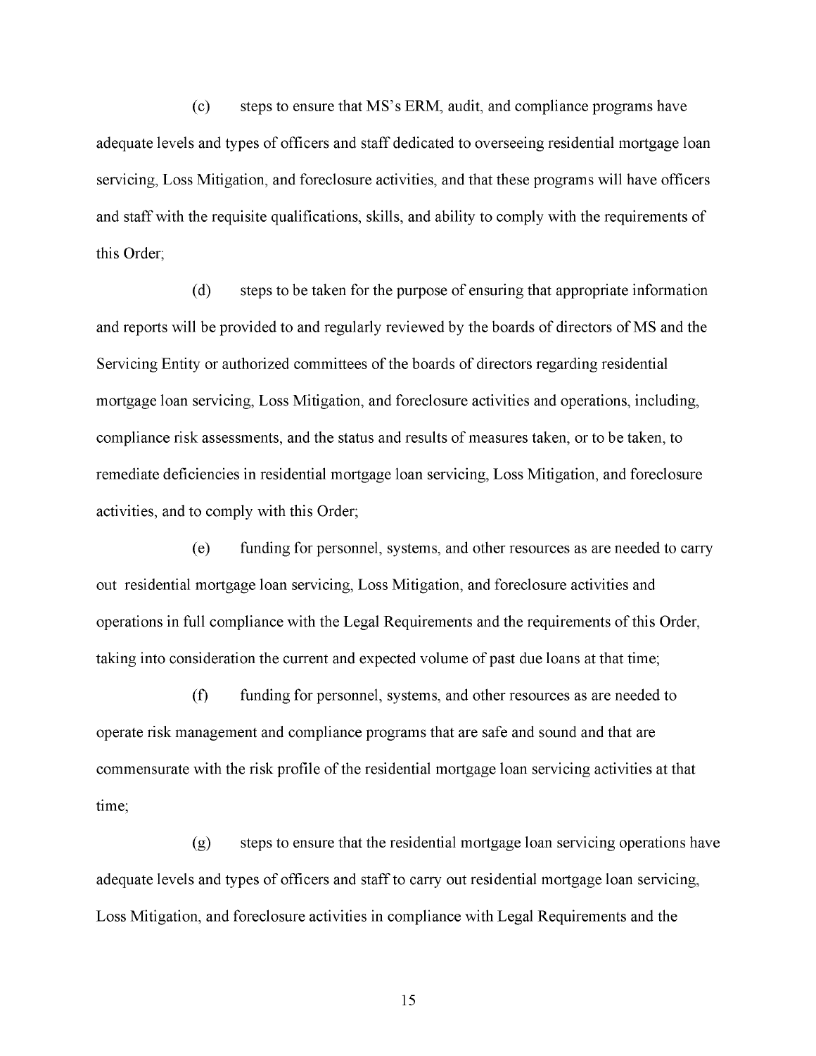(c) steps to ensure that MS's ERM, audit, and compliance programs have adequate levels and types of officers and staff dedicated to overseeing residential mortgage loan servicing, Loss Mitigation, and foreclosure activities, and that these programs will have officers and staff with the requisite qualifications, skills, and ability to comply with the requirements of this Order;

(d) steps to be taken for the purpose of ensuring that appropriate information and reports will be provided to and regularly reviewed by the boards of directors of MS and the Servicing Entity or authorized committees of the boards of directors regarding residential mortgage loan servicing, Loss Mitigation, and foreclosure activities and operations, including, compliance risk assessments, and the status and results of measures taken, or to be taken, to remediate deficiencies in residential mortgage loan servicing, Loss Mitigation, and foreclosure activities, and to comply with this Order;

(e) funding for personnel, systems, and other resources as are needed to carry out residential mortgage loan servicing, Loss Mitigation, and foreclosure activities and operations in full compliance with the Legal Requirements and the requirements of this Order, taking into consideration the current and expected volume of past due loans at that time;

(f) funding for personnel, systems, and other resources as are needed to operate risk management and compliance programs that are safe and sound and that are commensurate with the risk profile of the residential mortgage loan servicing activities at that time;

(g) steps to ensure that the residential mortgage loan servicing operations have adequate levels and types of officers and staff to carry out residential mortgage loan servicing, Loss Mitigation, and foreclosure activities in compliance with Legal Requirements and the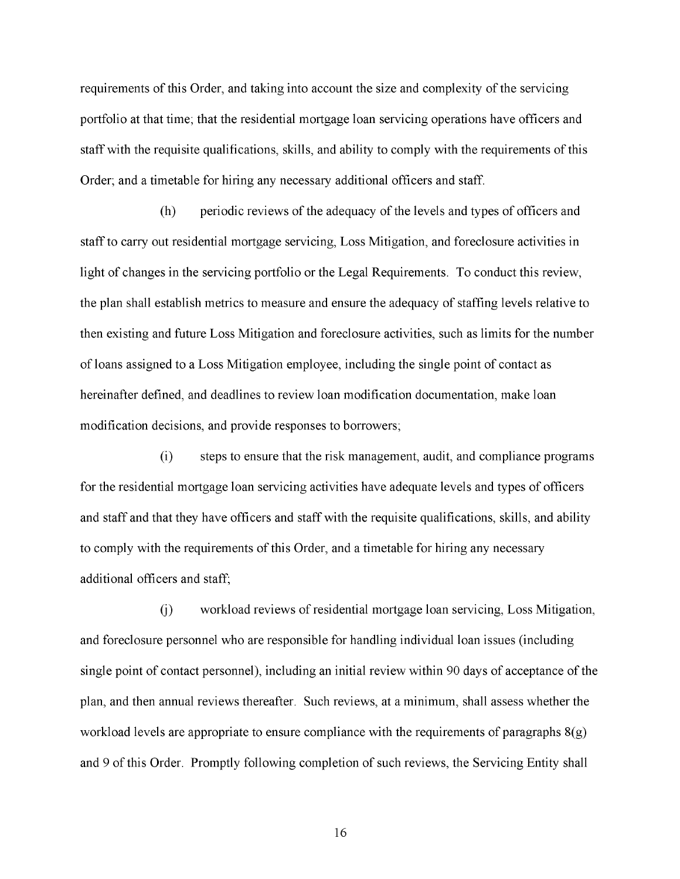requirements of this Order, and taking into account the size and complexity of the servicing portfolio at that time; that the residential mortgage loan servicing operations have officers and staff with the requisite qualifications, skills, and ability to comply with the requirements of this Order; and a timetable for hiring any necessary additional officers and staff.

(h) periodic reviews of the adequacy of the levels and types of officers and staff to carry out residential mortgage servicing, Loss Mitigation, and foreclosure activities in light of changes in the servicing portfolio or the Legal Requirements. To conduct this review, the plan shall establish metrics to measure and ensure the adequacy of staffing levels relative to then existing and future Loss Mitigation and foreclosure activities, such as limits for the number of loans assigned to a Loss Mitigation employee, including the single point of contact as hereinafter defined, and deadlines to review loan modification documentation, make loan modification decisions, and provide responses to borrowers;

(i) steps to ensure that the risk management, audit, and compliance programs for the residential mortgage loan servicing activities have adequate levels and types of officers and staff and that they have officers and staff with the requisite qualifications, skills, and ability to comply with the requirements of this Order, and a timetable for hiring any necessary additional officers and staff;

(j) workload reviews of residential mortgage loan servicing, Loss Mitigation, and foreclosure personnel who are responsible for handling individual loan issues (including single point of contact personnel), including an initial review within 90 days of acceptance of the plan, and then annual reviews thereafter. Such reviews, at a minimum, shall assess whether the workload levels are appropriate to ensure compliance with the requirements of paragraphs 8(g) and 9 of this Order. Promptly following completion of such reviews, the Servicing Entity shall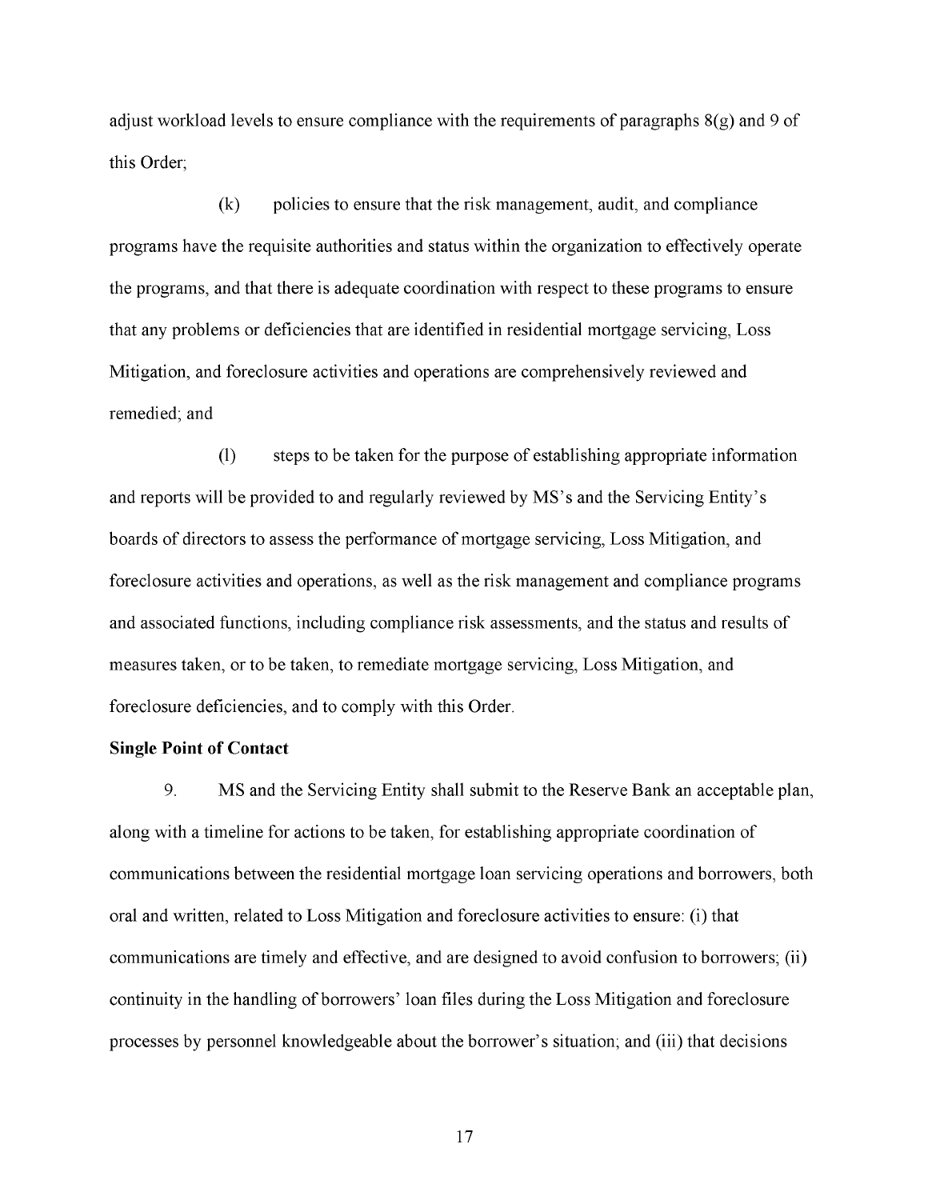adjust workload levels to ensure compliance with the requirements of paragraphs 8(g) and 9 of this Order;

(k) policies to ensure that the risk management, audit, and compliance programs have the requisite authorities and status within the organization to effectively operate the programs, and that there is adequate coordination with respect to these programs to ensure that any problems or deficiencies that are identified in residential mortgage servicing, Loss Mitigation, and foreclosure activities and operations are comprehensively reviewed and remedied; and

(l) steps to be taken for the purpose of establishing appropriate information and reports will be provided to and regularly reviewed by MS's and the Servicing Entity's boards of directors to assess the performance of mortgage servicing, Loss Mitigation, and foreclosure activities and operations, as well as the risk management and compliance programs and associated functions, including compliance risk assessments, and the status and results of measures taken, or to be taken, to remediate mortgage servicing, Loss Mitigation, and foreclosure deficiencies, and to comply with this Order.

**Single Point of Contact**

9. MS and the Servicing Entity shall submit to the Reserve Bank an acceptable plan, along with a timeline for actions to be taken, for establishing appropriate coordination of communications between the residential mortgage loan servicing operations and borrowers, both oral and written, related to Loss Mitigation and foreclosure activities to ensure: (i) that communications are timely and effective, and are designed to avoid confusion to borrowers; (ii) continuity in the handling of borrowers' loan files during the Loss Mitigation and foreclosure processes by personnel knowledgeable about the borrower's situation; and (iii) that decisions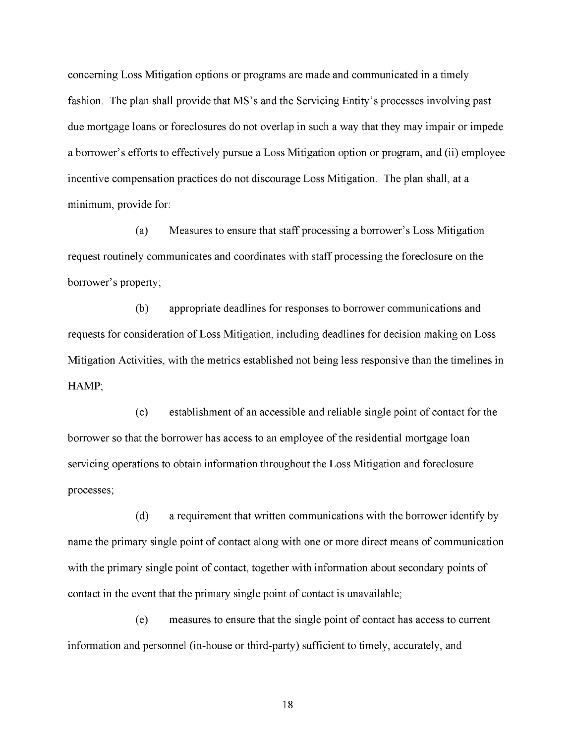concerning Loss Mitigation options or programs are made and communicated in a timely fashion. The plan shall provide that MS's and the Servicing Entity's processes involving past due mortgage loans or foreclosures do not overlap in such a way that they may impair or impede a borrower's efforts to effectively pursue a Loss Mitigation option or program, and (ii) employee incentive compensation practices do not discourage Loss Mitigation. The plan shall, at a minimum, provide for:

(a) Measures to ensure that staff processing a borrower's Loss Mitigation request routinely communicates and coordinates with staff processing the foreclosure on the borrower's property;

(b) appropriate deadlines for responses to borrower communications and requests for consideration of Loss Mitigation, including deadlines for decision making on Loss Mitigation Activities, with the metrics established not being less responsive than the timelines in HAMP;

(c) establishment of an accessible and reliable single point of contact for the borrower so that the borrower has access to an employee of the residential mortgage loan servicing operations to obtain information throughout the Loss Mitigation and foreclosure processes;

(d) a requirement that written communications with the borrower identify by name the primary single point of contact along with one or more direct means of communication with the primary single point of contact, together with information about secondary points of contact in the event that the primary single point of contact is unavailable;

(e) measures to ensure that the single point of contact has access to current information and personnel (in-house or third-party) sufficient to timely, accurately, and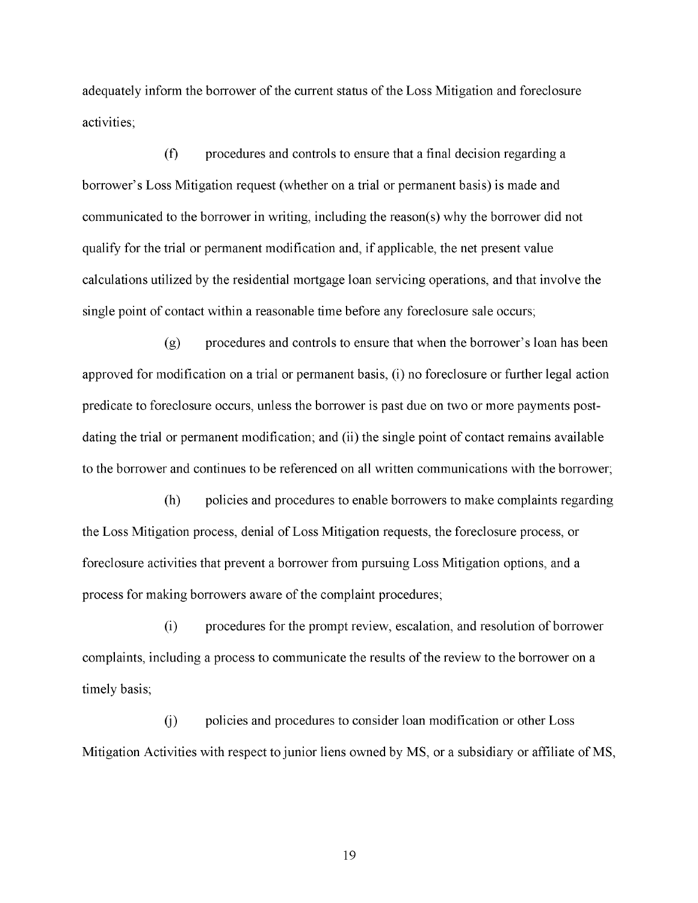adequately inform the borrower of the current status of the Loss Mitigation and foreclosure activities;

(f) procedures and controls to ensure that a final decision regarding a borrower's Loss Mitigation request (whether on a trial or permanent basis) is made and communicated to the borrower in writing, including the reason(s) why the borrower did not qualify for the trial or permanent modification and, if applicable, the net present value calculations utilized by the residential mortgage loan servicing operations, and that involve the single point of contact within a reasonable time before any foreclosure sale occurs;

(g) procedures and controls to ensure that when the borrower's loan has been approved for modification on a trial or permanent basis, (i) no foreclosure or further legal action predicate to foreclosure occurs, unless the borrower is past due on two or more payments post-dating the trial or permanent modification; and (ii) the single point of contact remains available to the borrower and continues to be referenced on all written communications with the borrower;

(h) policies and procedures to enable borrowers to make complaints regarding the Loss Mitigation process, denial of Loss Mitigation requests, the foreclosure process, or foreclosure activities that prevent a borrower from pursuing Loss Mitigation options, and a process for making borrowers aware of the complaint procedures;

(i) procedures for the prompt review, escalation, and resolution of borrower complaints, including a process to communicate the results of the review to the borrower on a timely basis;

(j) policies and procedures to consider loan modification or other Loss Mitigation Activities with respect to junior liens owned by MS, or a subsidiary or affiliate of MS,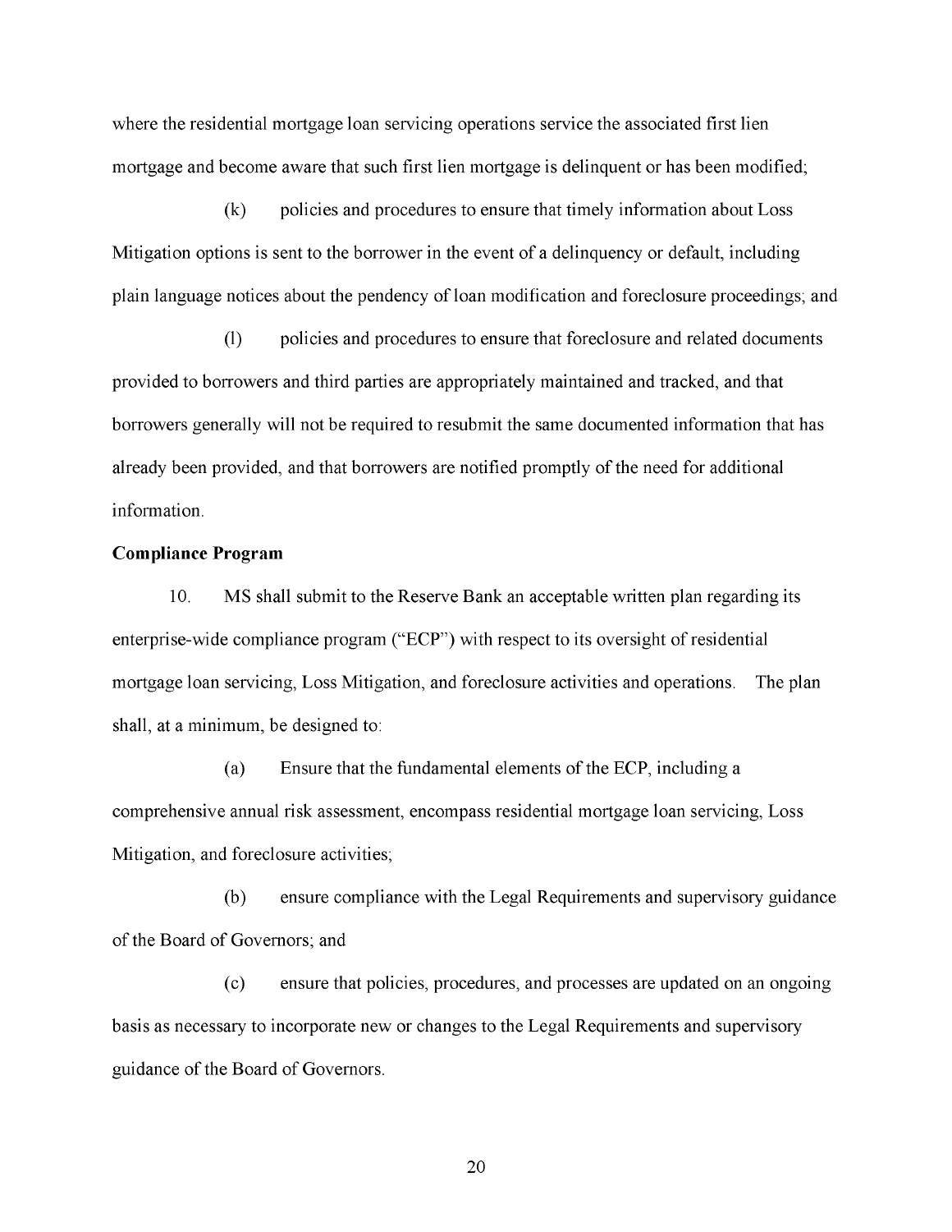where the residential mortgage loan servicing operations service the associated first lien mortgage and become aware that such first lien mortgage is delinquent or has been modified;

(k) policies and procedures to ensure that timely information about Loss Mitigation options is sent to the borrower in the event of a delinquency or default, including plain language notices about the pendency of loan modification and foreclosure proceedings; and

(l) policies and procedures to ensure that foreclosure and related documents provided to borrowers and third parties are appropriately maintained and tracked, and that borrowers generally will not be required to resubmit the same documented information that has already been provided, and that borrowers are notified promptly of the need for additional information.

**Compliance Program**

10. MS shall submit to the Reserve Bank an acceptable written plan regarding its enterprise-wide compliance program ("ECP") with respect to its oversight of residential mortgage loan servicing, Loss Mitigation, and foreclosure activities and operations. The plan shall, at a minimum, be designed to:

(a) Ensure that the fundamental elements of the ECP, including a comprehensive annual risk assessment, encompass residential mortgage loan servicing, Loss Mitigation, and foreclosure activities;

(b) ensure compliance with the Legal Requirements and supervisory guidance of the Board of Governors; and

(c) ensure that policies, procedures, and processes are updated on an ongoing basis as necessary to incorporate new or changes to the Legal Requirements and supervisory guidance of the Board of Governors.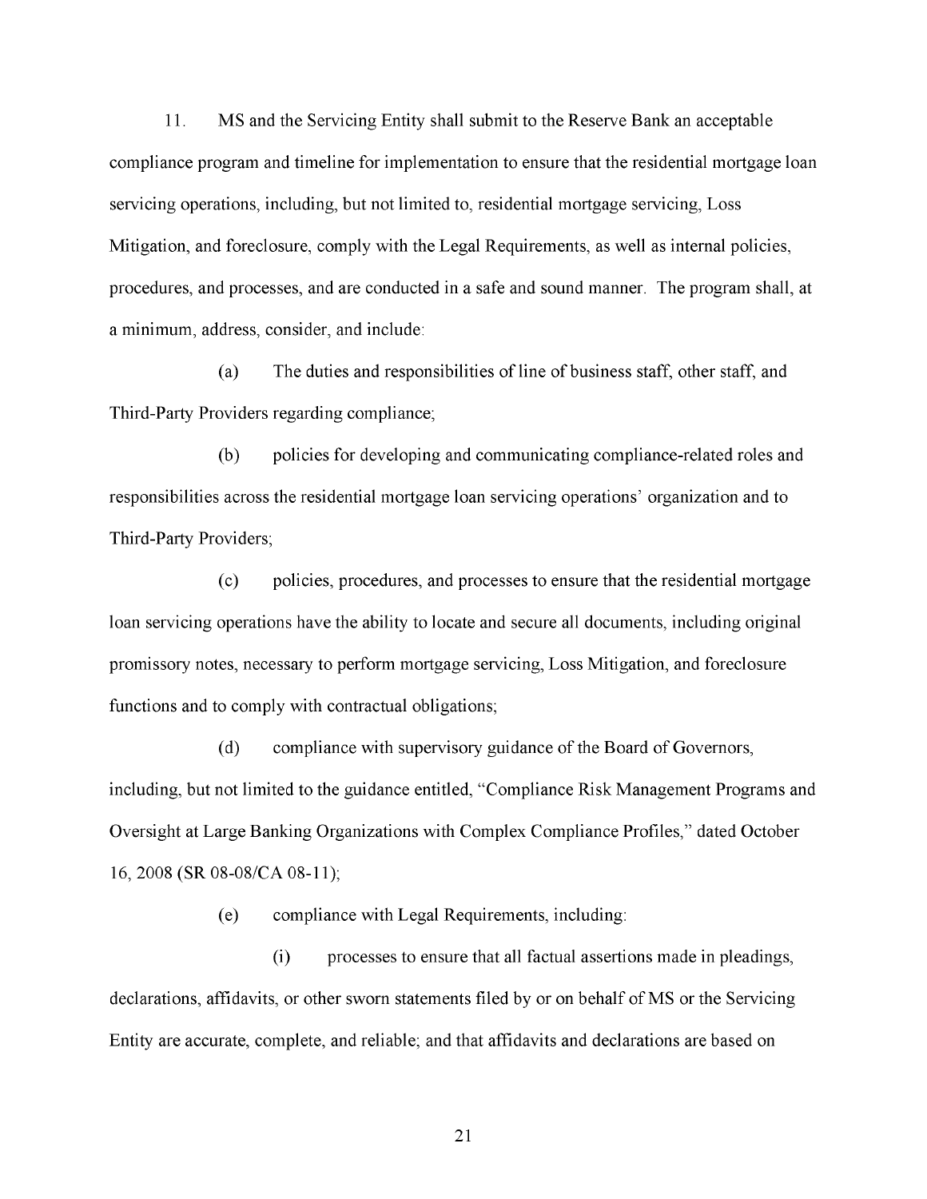11. MS and the Servicing Entity shall submit to the Reserve Bank an acceptable compliance program and timeline for implementation to ensure that the residential mortgage loan servicing operations, including, but not limited to, residential mortgage servicing, Loss Mitigation, and foreclosure, comply with the Legal Requirements, as well as internal policies, procedures, and processes, and are conducted in a safe and sound manner. The program shall, at a minimum, address, consider, and include:

(a) The duties and responsibilities of line of business staff, other staff, and Third-Party Providers regarding compliance;

(b) policies for developing and communicating compliance-related roles and responsibilities across the residential mortgage loan servicing operations' organization and to Third-Party Providers;

(c) policies, procedures, and processes to ensure that the residential mortgage loan servicing operations have the ability to locate and secure all documents, including original promissory notes, necessary to perform mortgage servicing, Loss Mitigation, and foreclosure functions and to comply with contractual obligations;

(d) compliance with supervisory guidance of the Board of Governors, including, but not limited to the guidance entitled, "Compliance Risk Management Programs and Oversight at Large Banking Organizations with Complex Compliance Profiles," dated October 16, 2008 (SR 08-08/CA 08-11);

(e) compliance with Legal Requirements, including:

(i) processes to ensure that all factual assertions made in pleadings, declarations, affidavits, or other sworn statements filed by or on behalf of MS or the Servicing Entity are accurate, complete, and reliable; and that affidavits and declarations are based on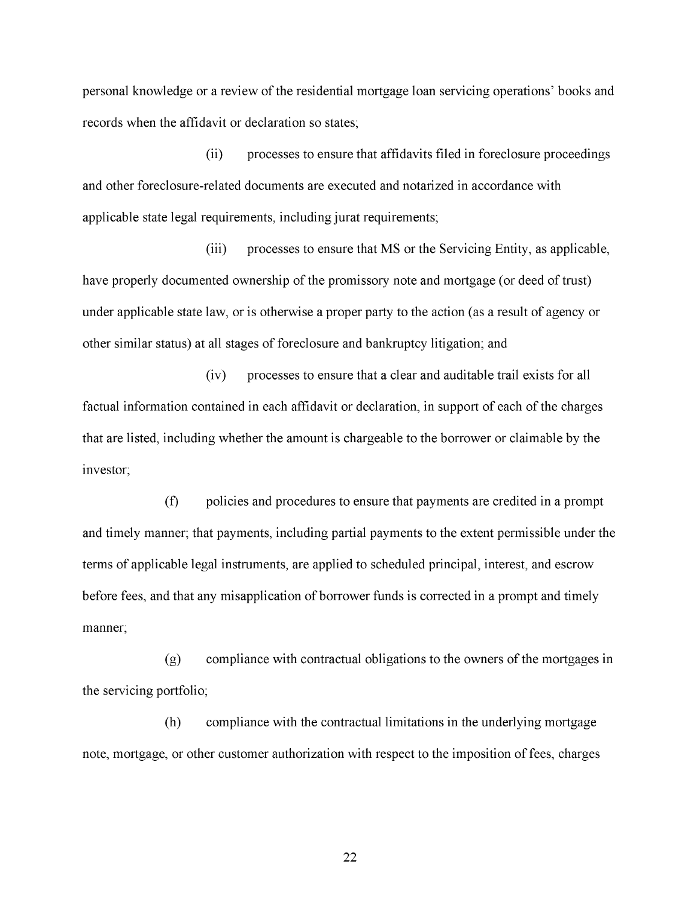personal knowledge or a review of the residential mortgage loan servicing operations' books and records when the affidavit or declaration so states;

(ii) processes to ensure that affidavits filed in foreclosure proceedings and other foreclosure-related documents are executed and notarized in accordance with applicable state legal requirements, including jurat requirements;

(iii) processes to ensure that MS or the Servicing Entity, as applicable, have properly documented ownership of the promissory note and mortgage (or deed of trust) under applicable state law, or is otherwise a proper party to the action (as a result of agency or other similar status) at all stages of foreclosure and bankruptcy litigation; and

(iv) processes to ensure that a clear and auditable trail exists for all factual information contained in each affidavit or declaration, in support of each of the charges that are listed, including whether the amount is chargeable to the borrower or claimable by the investor;

(f) policies and procedures to ensure that payments are credited in a prompt and timely manner; that payments, including partial payments to the extent permissible under the terms of applicable legal instruments, are applied to scheduled principal, interest, and escrow before fees, and that any misapplication of borrower funds is corrected in a prompt and timely manner;

(g) compliance with contractual obligations to the owners of the mortgages in the servicing portfolio;

(h) compliance with the contractual limitations in the underlying mortgage note, mortgage, or other customer authorization with respect to the imposition of fees, charges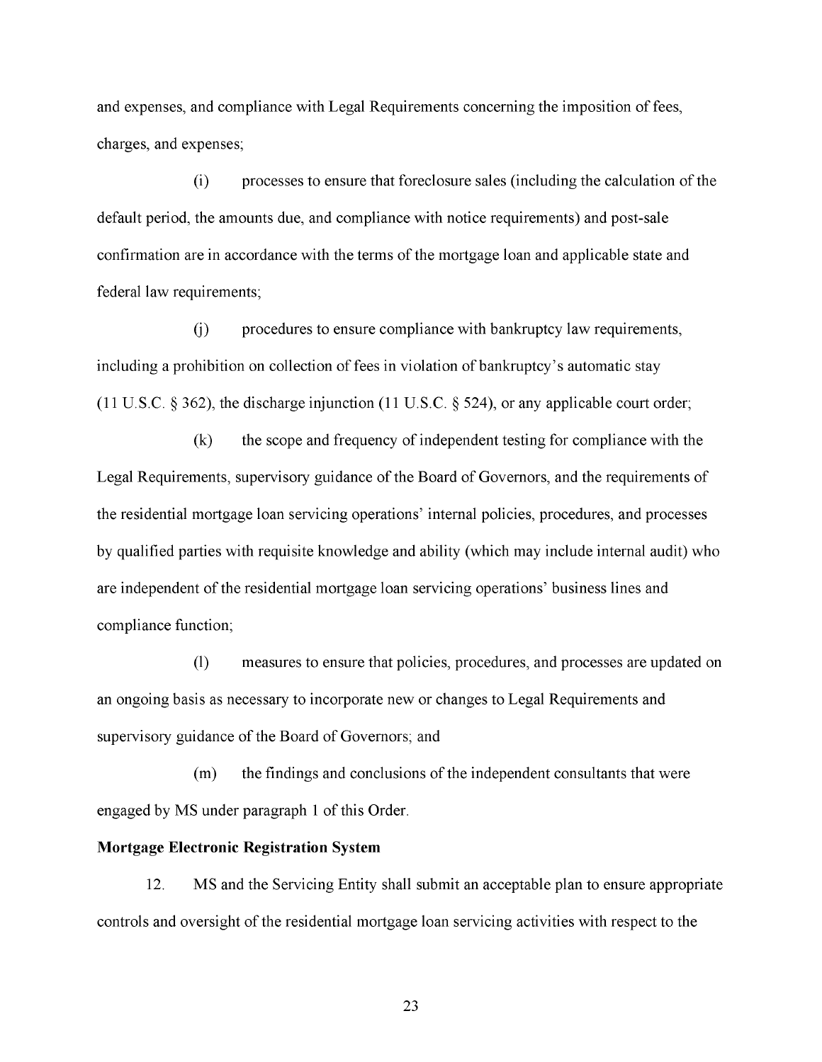and expenses, and compliance with Legal Requirements concerning the imposition of fees, charges, and expenses;

(i) processes to ensure that foreclosure sales (including the calculation of the default period, the amounts due, and compliance with notice requirements) and post-sale confirmation are in accordance with the terms of the mortgage loan and applicable state and federal law requirements;

(j) procedures to ensure compliance with bankruptcy law requirements, including a prohibition on collection of fees in violation of bankruptcy's automatic stay (11 U.S.C. § 362), the discharge injunction (11 U.S.C. § 524), or any applicable court order;

(k) the scope and frequency of independent testing for compliance with the Legal Requirements, supervisory guidance of the Board of Governors, and the requirements of the residential mortgage loan servicing operations' internal policies, procedures, and processes by qualified parties with requisite knowledge and ability (which may include internal audit) who are independent of the residential mortgage loan servicing operations' business lines and compliance function;

(l) measures to ensure that policies, procedures, and processes are updated on an ongoing basis as necessary to incorporate new or changes to Legal Requirements and supervisory guidance of the Board of Governors; and

(m) the findings and conclusions of the independent consultants that were engaged by MS under paragraph 1 of this Order.

**Mortgage Electronic Registration System**

12. MS and the Servicing Entity shall submit an acceptable plan to ensure appropriate controls and oversight of the residential mortgage loan servicing activities with respect to the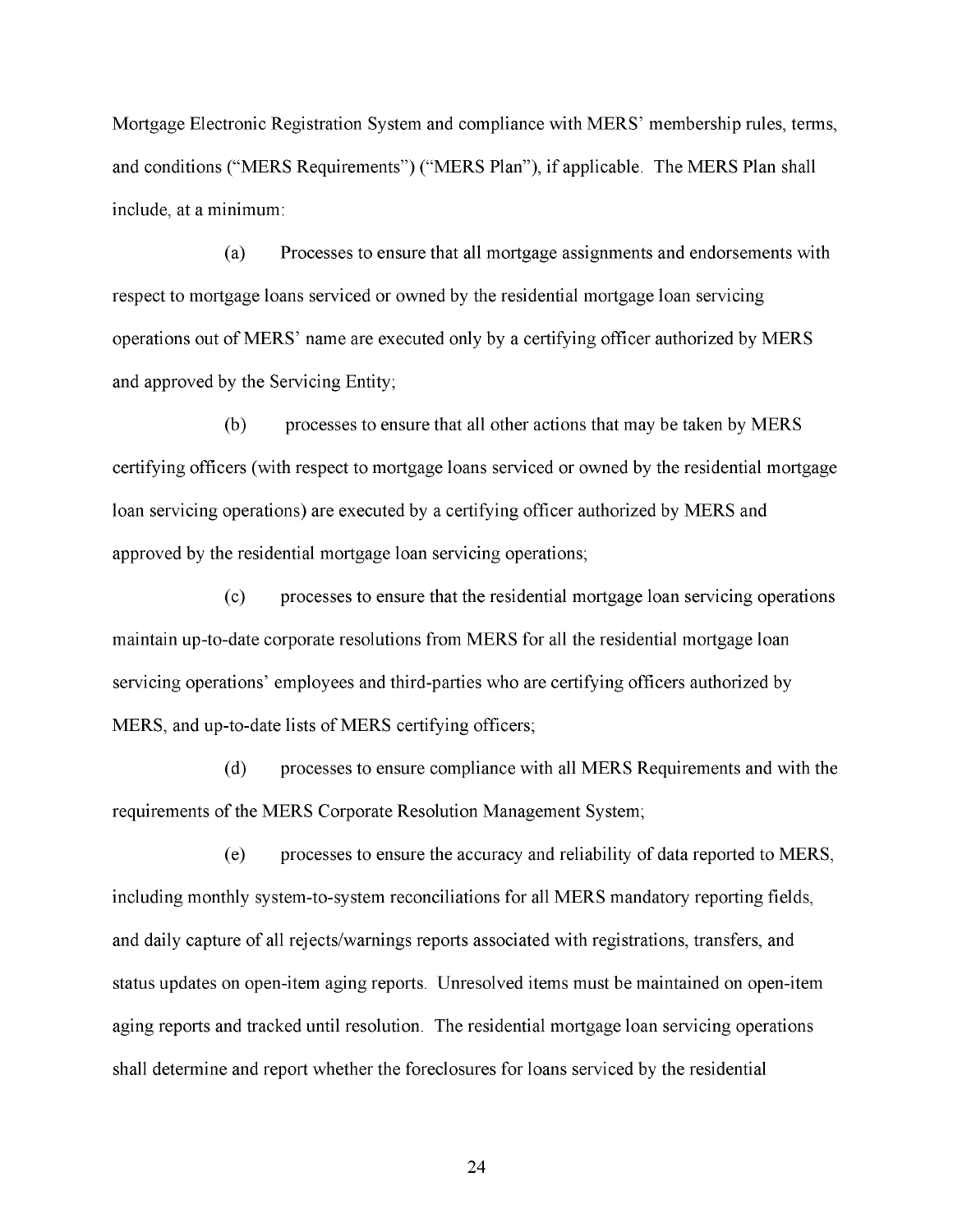Mortgage Electronic Registration System and compliance with MERS' membership rules, terms, and conditions ("MERS Requirements") ("MERS Plan"), if applicable. The MERS Plan shall include, at a minimum:

(a) Processes to ensure that all mortgage assignments and endorsements with respect to mortgage loans serviced or owned by the residential mortgage loan servicing operations out of MERS' name are executed only by a certifying officer authorized by MERS and approved by the Servicing Entity;

(b) processes to ensure that all other actions that may be taken by MERS certifying officers (with respect to mortgage loans serviced or owned by the residential mortgage loan servicing operations) are executed by a certifying officer authorized by MERS and approved by the residential mortgage loan servicing operations;

(c) processes to ensure that the residential mortgage loan servicing operations maintain up-to-date corporate resolutions from MERS for all the residential mortgage loan servicing operations' employees and third-parties who are certifying officers authorized by MERS, and up-to-date lists of MERS certifying officers;

(d) processes to ensure compliance with all MERS Requirements and with the requirements of the MERS Corporate Resolution Management System;

(e) processes to ensure the accuracy and reliability of data reported to MERS, including monthly system-to-system reconciliations for all MERS mandatory reporting fields, and daily capture of all rejects/warnings reports associated with registrations, transfers, and status updates on open-item aging reports. Unresolved items must be maintained on open-item aging reports and tracked until resolution. The residential mortgage loan servicing operations shall determine and report whether the foreclosures for loans serviced by the residential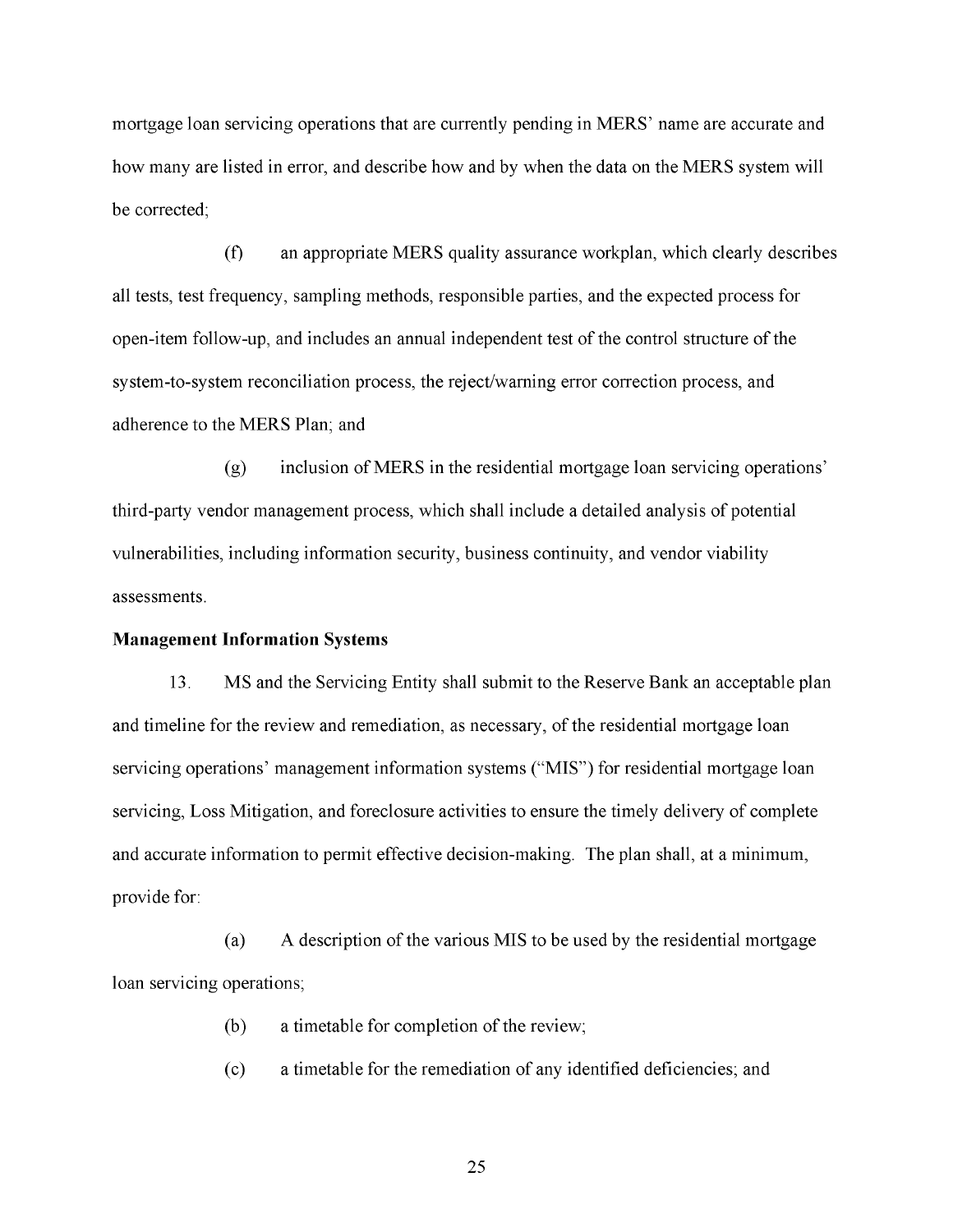mortgage loan servicing operations that are currently pending in MERS' name are accurate and how many are listed in error, and describe how and by when the data on the MERS system will be corrected;

(f) an appropriate MERS quality assurance workplan, which clearly describes all tests, test frequency, sampling methods, responsible parties, and the expected process for open-item follow-up, and includes an annual independent test of the control structure of the system-to-system reconciliation process, the reject/warning error correction process, and adherence to the MERS Plan; and

(g) inclusion of MERS in the residential mortgage loan servicing operations' third-party vendor management process, which shall include a detailed analysis of potential vulnerabilities, including information security, business continuity, and vendor viability assessments.

**Management Information Systems**

13. MS and the Servicing Entity shall submit to the Reserve Bank an acceptable plan and timeline for the review and remediation, as necessary, of the residential mortgage loan servicing operations' management information systems ("MIS") for residential mortgage loan servicing, Loss Mitigation, and foreclosure activities to ensure the timely delivery of complete and accurate information to permit effective decision-making. The plan shall, at a minimum, provide for:

(a) A description of the various MIS to be used by the residential mortgage loan servicing operations;

(b) a timetable for completion of the review;

(c) a timetable for the remediation of any identified deficiencies; and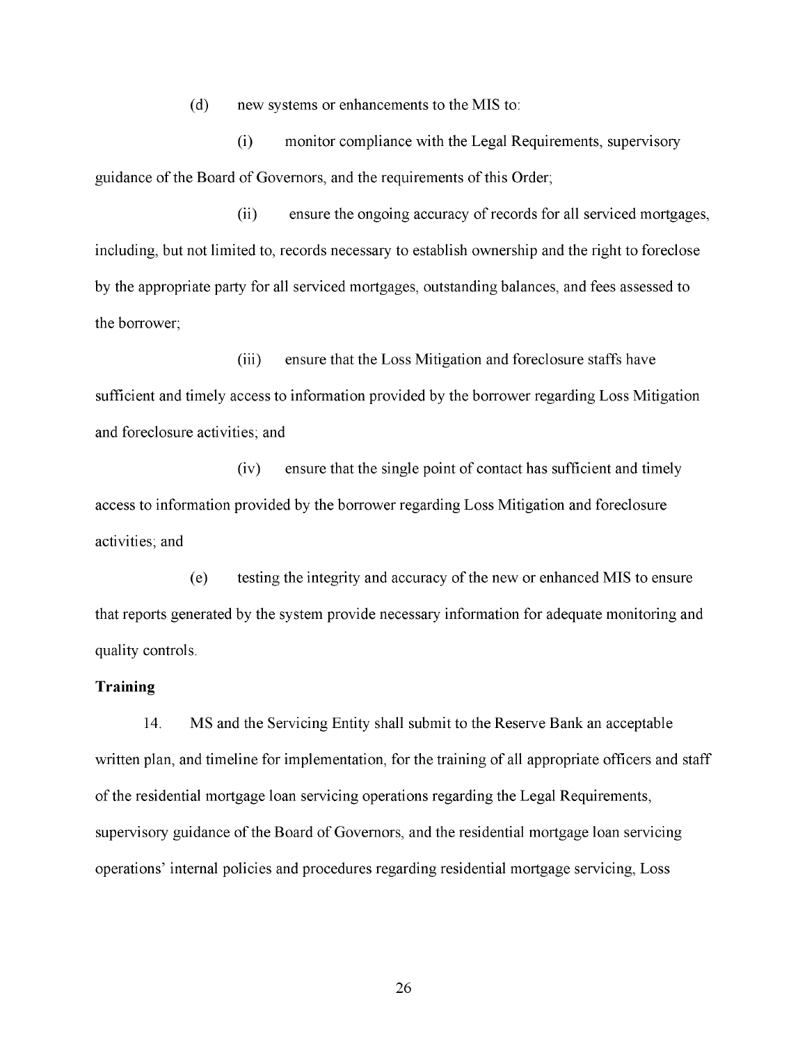(d) new systems or enhancements to the MIS to:

(i) monitor compliance with the Legal Requirements, supervisory guidance of the Board of Governors, and the requirements of this Order;

(ii) ensure the ongoing accuracy of records for all serviced mortgages, including, but not limited to, records necessary to establish ownership and the right to foreclose by the appropriate party for all serviced mortgages, outstanding balances, and fees assessed to the borrower;

(iii) ensure that the Loss Mitigation and foreclosure staffs have sufficient and timely access to information provided by the borrower regarding Loss Mitigation and foreclosure activities; and

(iv) ensure that the single point of contact has sufficient and timely access to information provided by the borrower regarding Loss Mitigation and foreclosure activities; and

(e) testing the integrity and accuracy of the new or enhanced MIS to ensure that reports generated by the system provide necessary information for adequate monitoring and quality controls.

**Training**

14. MS and the Servicing Entity shall submit to the Reserve Bank an acceptable written plan, and timeline for implementation, for the training of all appropriate officers and staff of the residential mortgage loan servicing operations regarding the Legal Requirements, supervisory guidance of the Board of Governors, and the residential mortgage loan servicing operations' internal policies and procedures regarding residential mortgage servicing, Loss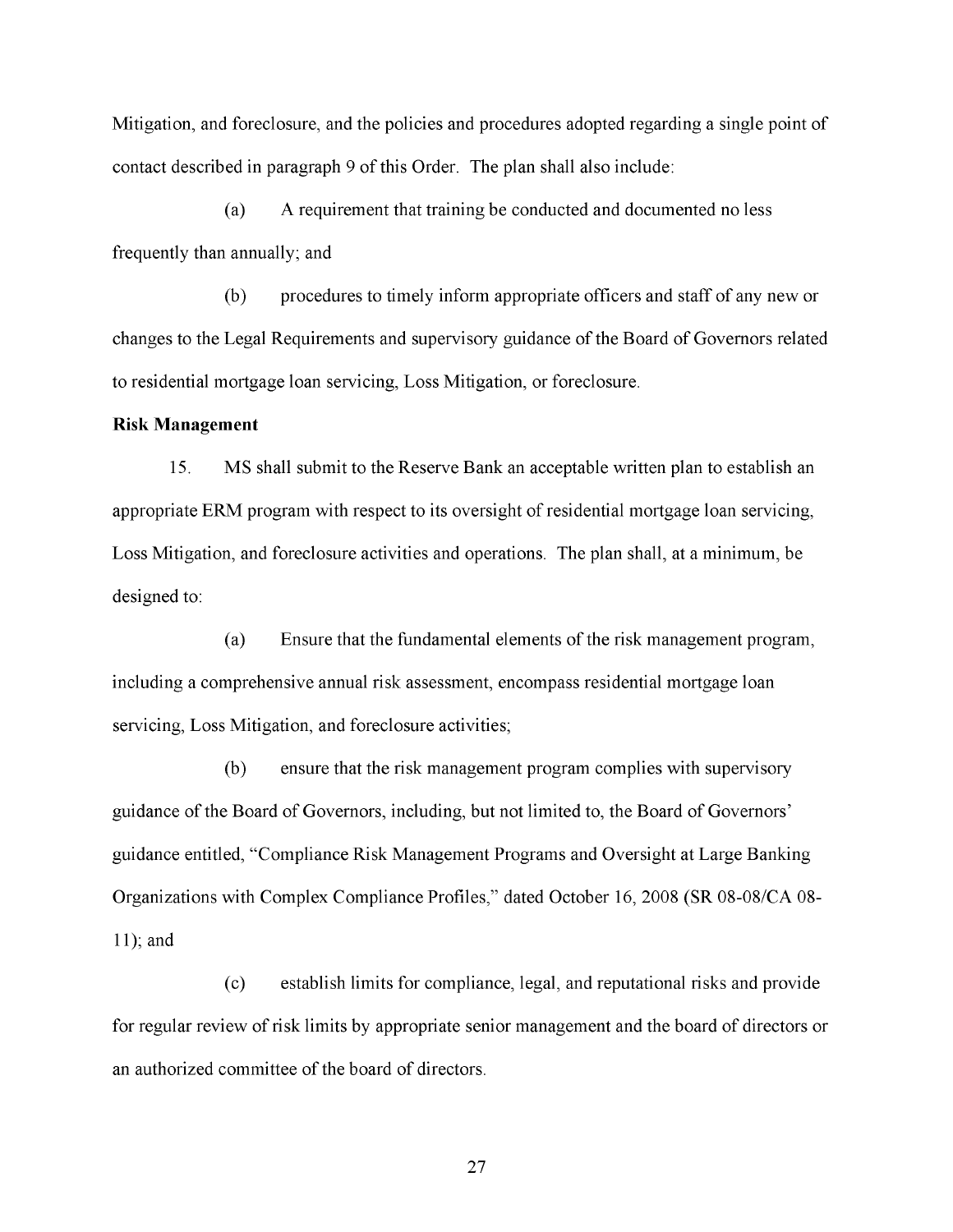Mitigation, and foreclosure, and the policies and procedures adopted regarding a single point of contact described in paragraph 9 of this Order. The plan shall also include:

(a) A requirement that training be conducted and documented no less frequently than annually; and

(b) procedures to timely inform appropriate officers and staff of any new or changes to the Legal Requirements and supervisory guidance of the Board of Governors related to residential mortgage loan servicing, Loss Mitigation, or foreclosure.

**Risk Management**

15. MS shall submit to the Reserve Bank an acceptable written plan to establish an appropriate ERM program with respect to its oversight of residential mortgage loan servicing, Loss Mitigation, and foreclosure activities and operations. The plan shall, at a minimum, be designed to:

(a) Ensure that the fundamental elements of the risk management program, including a comprehensive annual risk assessment, encompass residential mortgage loan servicing, Loss Mitigation, and foreclosure activities;

(b) ensure that the risk management program complies with supervisory guidance of the Board of Governors, including, but not limited to, the Board of Governors' guidance entitled, "Compliance Risk Management Programs and Oversight at Large Banking Organizations with Complex Compliance Profiles," dated October 16, 2008 (SR 08-08/CA 08-11); and

(c) establish limits for compliance, legal, and reputational risks and provide for regular review of risk limits by appropriate senior management and the board of directors or an authorized committee of the board of directors.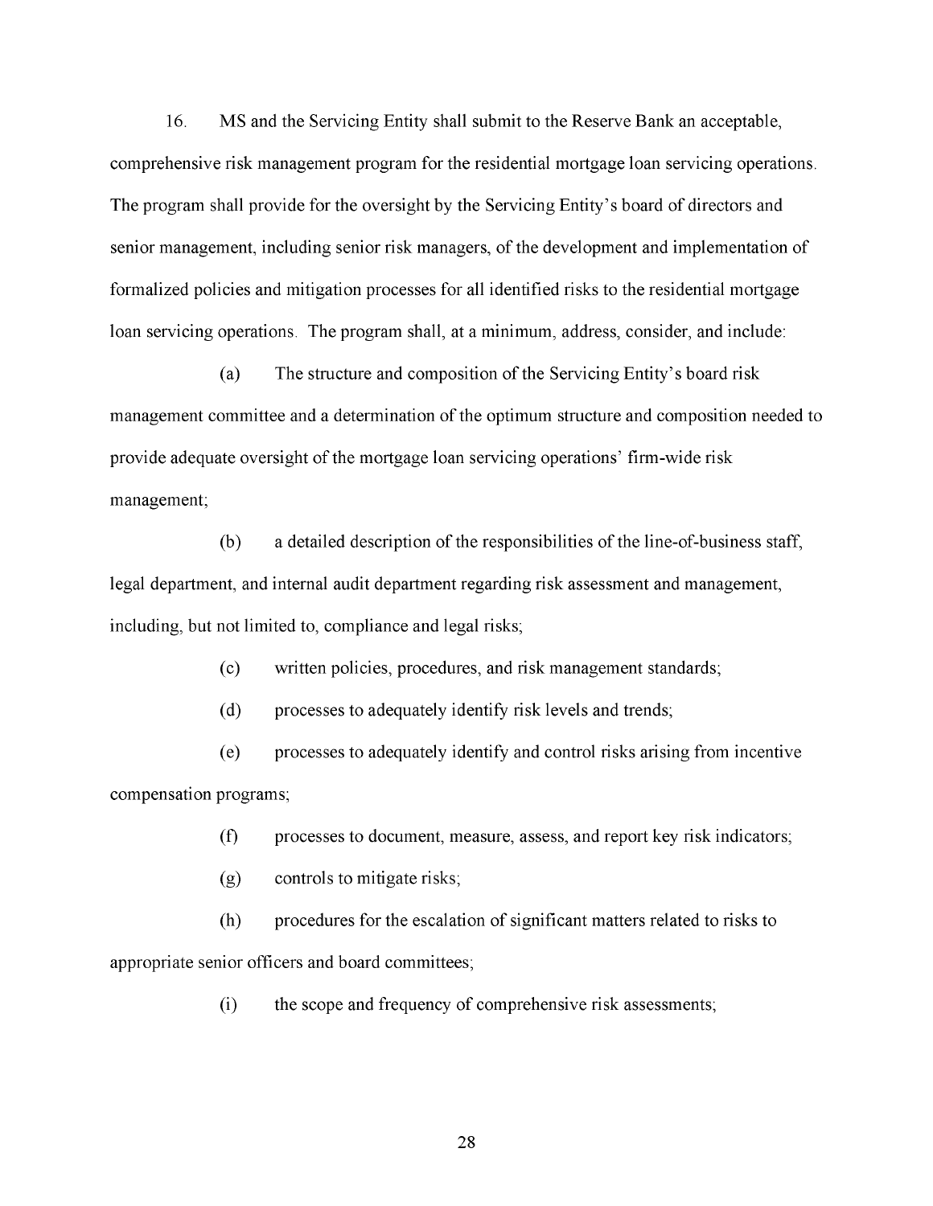16. MS and the Servicing Entity shall submit to the Reserve Bank an acceptable, comprehensive risk management program for the residential mortgage loan servicing operations. The program shall provide for the oversight by the Servicing Entity's board of directors and senior management, including senior risk managers, of the development and implementation of formalized policies and mitigation processes for all identified risks to the residential mortgage loan servicing operations. The program shall, at a minimum, address, consider, and include:

(a) The structure and composition of the Servicing Entity's board risk management committee and a determination of the optimum structure and composition needed to provide adequate oversight of the mortgage loan servicing operations' firm-wide risk management;

(b) a detailed description of the responsibilities of the line-of-business staff, legal department, and internal audit department regarding risk assessment and management, including, but not limited to, compliance and legal risks;

(c) written policies, procedures, and risk management standards;

(d) processes to adequately identify risk levels and trends;

(e) processes to adequately identify and control risks arising from incentive compensation programs;

(f) processes to document, measure, assess, and report key risk indicators;

(g) controls to mitigate risks;

(h) procedures for the escalation of significant matters related to risks to appropriate senior officers and board committees;

(i) the scope and frequency of comprehensive risk assessments;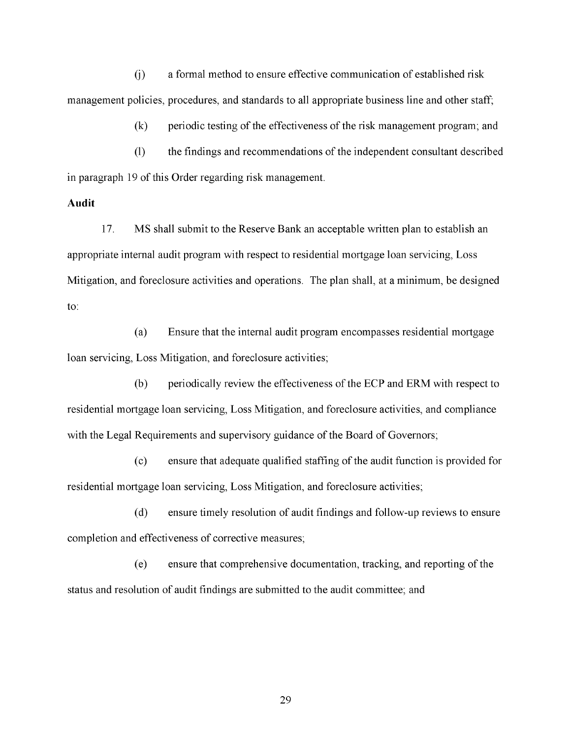(j) a formal method to ensure effective communication of established risk management policies, procedures, and standards to all appropriate business line and other staff;

(k) periodic testing of the effectiveness of the risk management program; and

(l) the findings and recommendations of the independent consultant described in paragraph 19 of this Order regarding risk management.

**Audit**

17. MS shall submit to the Reserve Bank an acceptable written plan to establish an appropriate internal audit program with respect to residential mortgage loan servicing, Loss Mitigation, and foreclosure activities and operations. The plan shall, at a minimum, be designed to:

(a) Ensure that the internal audit program encompasses residential mortgage loan servicing, Loss Mitigation, and foreclosure activities;

(b) periodically review the effectiveness of the ECP and ERM with respect to residential mortgage loan servicing, Loss Mitigation, and foreclosure activities, and compliance with the Legal Requirements and supervisory guidance of the Board of Governors;

(c) ensure that adequate qualified staffing of the audit function is provided for residential mortgage loan servicing, Loss Mitigation, and foreclosure activities;

(d) ensure timely resolution of audit findings and follow-up reviews to ensure completion and effectiveness of corrective measures;

(e) ensure that comprehensive documentation, tracking, and reporting of the status and resolution of audit findings are submitted to the audit committee; and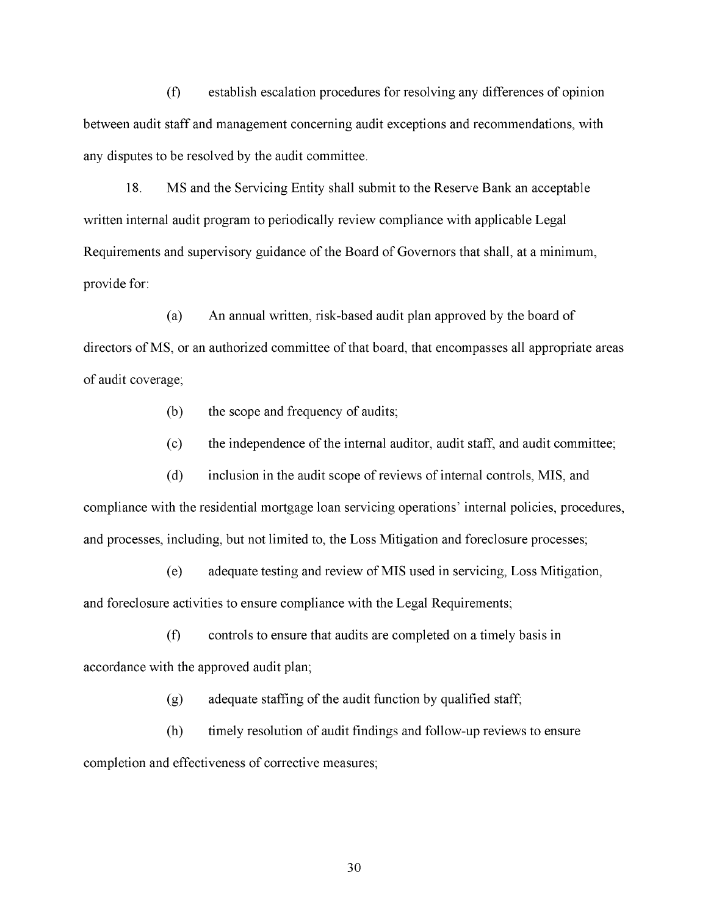(f) establish escalation procedures for resolving any differences of opinion between audit staff and management concerning audit exceptions and recommendations, with any disputes to be resolved by the audit committee.

18. MS and the Servicing Entity shall submit to the Reserve Bank an acceptable written internal audit program to periodically review compliance with applicable Legal Requirements and supervisory guidance of the Board of Governors that shall, at a minimum, provide for:

(a) An annual written, risk-based audit plan approved by the board of directors of MS, or an authorized committee of that board, that encompasses all appropriate areas of audit coverage;

(b) the scope and frequency of audits;

(c) the independence of the internal auditor, audit staff, and audit committee;

(d) inclusion in the audit scope of reviews of internal controls, MIS, and compliance with the residential mortgage loan servicing operations' internal policies, procedures, and processes, including, but not limited to, the Loss Mitigation and foreclosure processes;

(e) adequate testing and review of MIS used in servicing, Loss Mitigation, and foreclosure activities to ensure compliance with the Legal Requirements;

(f) controls to ensure that audits are completed on a timely basis in accordance with the approved audit plan;

(g) adequate staffing of the audit function by qualified staff;

(h) timely resolution of audit findings and follow-up reviews to ensure completion and effectiveness of corrective measures;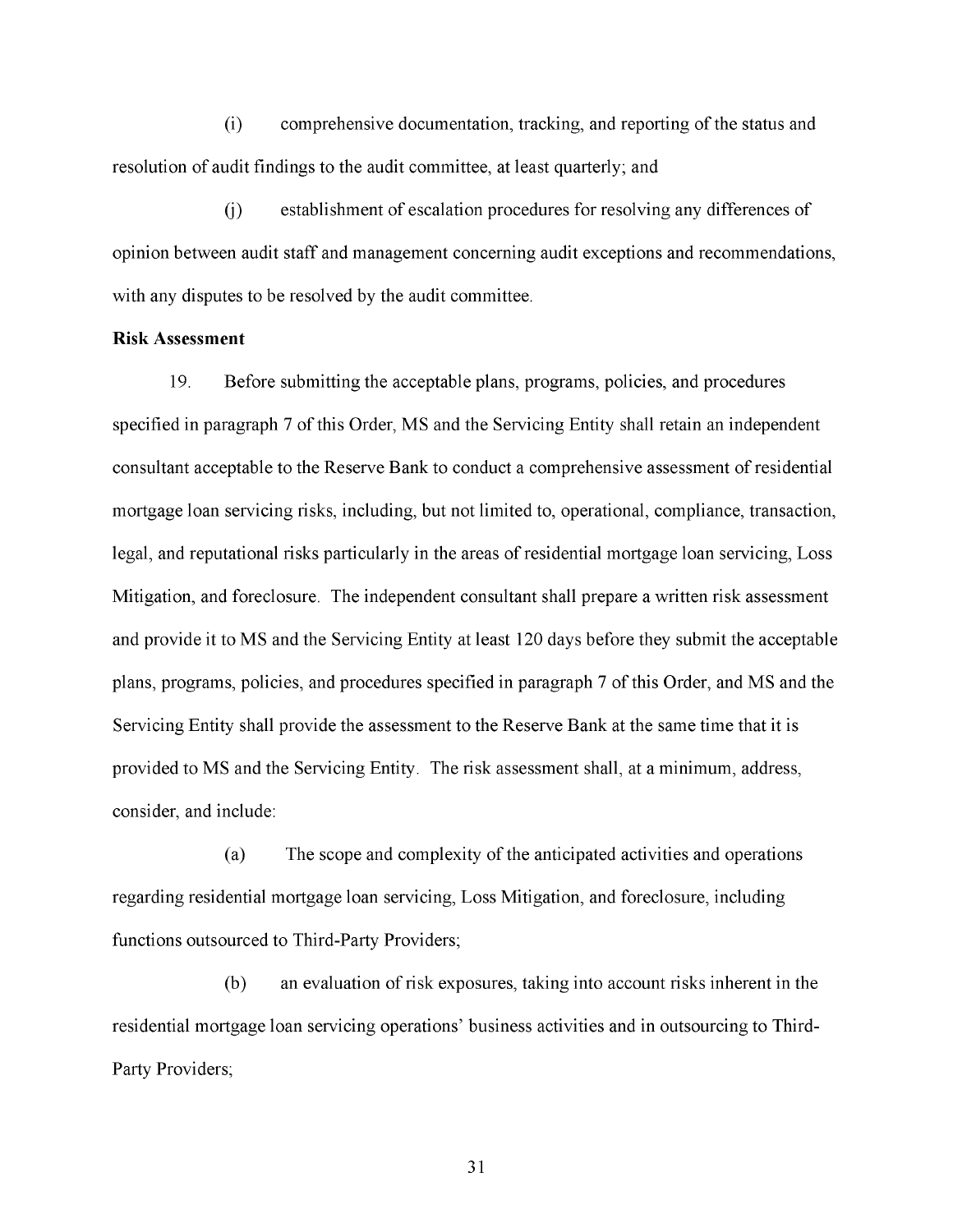(i) comprehensive documentation, tracking, and reporting of the status and resolution of audit findings to the audit committee, at least quarterly; and

(j) establishment of escalation procedures for resolving any differences of opinion between audit staff and management concerning audit exceptions and recommendations, with any disputes to be resolved by the audit committee.

**Risk Assessment**

19. Before submitting the acceptable plans, programs, policies, and procedures specified in paragraph 7 of this Order, MS and the Servicing Entity shall retain an independent consultant acceptable to the Reserve Bank to conduct a comprehensive assessment of residential mortgage loan servicing risks, including, but not limited to, operational, compliance, transaction, legal, and reputational risks particularly in the areas of residential mortgage loan servicing, Loss Mitigation, and foreclosure. The independent consultant shall prepare a written risk assessment and provide it to MS and the Servicing Entity at least 120 days before they submit the acceptable plans, programs, policies, and procedures specified in paragraph 7 of this Order, and MS and the Servicing Entity shall provide the assessment to the Reserve Bank at the same time that it is provided to MS and the Servicing Entity. The risk assessment shall, at a minimum, address, consider, and include:

(a) The scope and complexity of the anticipated activities and operations regarding residential mortgage loan servicing, Loss Mitigation, and foreclosure, including functions outsourced to Third-Party Providers;

(b) an evaluation of risk exposures, taking into account risks inherent in the residential mortgage loan servicing operations' business activities and in outsourcing to Third-Party Providers;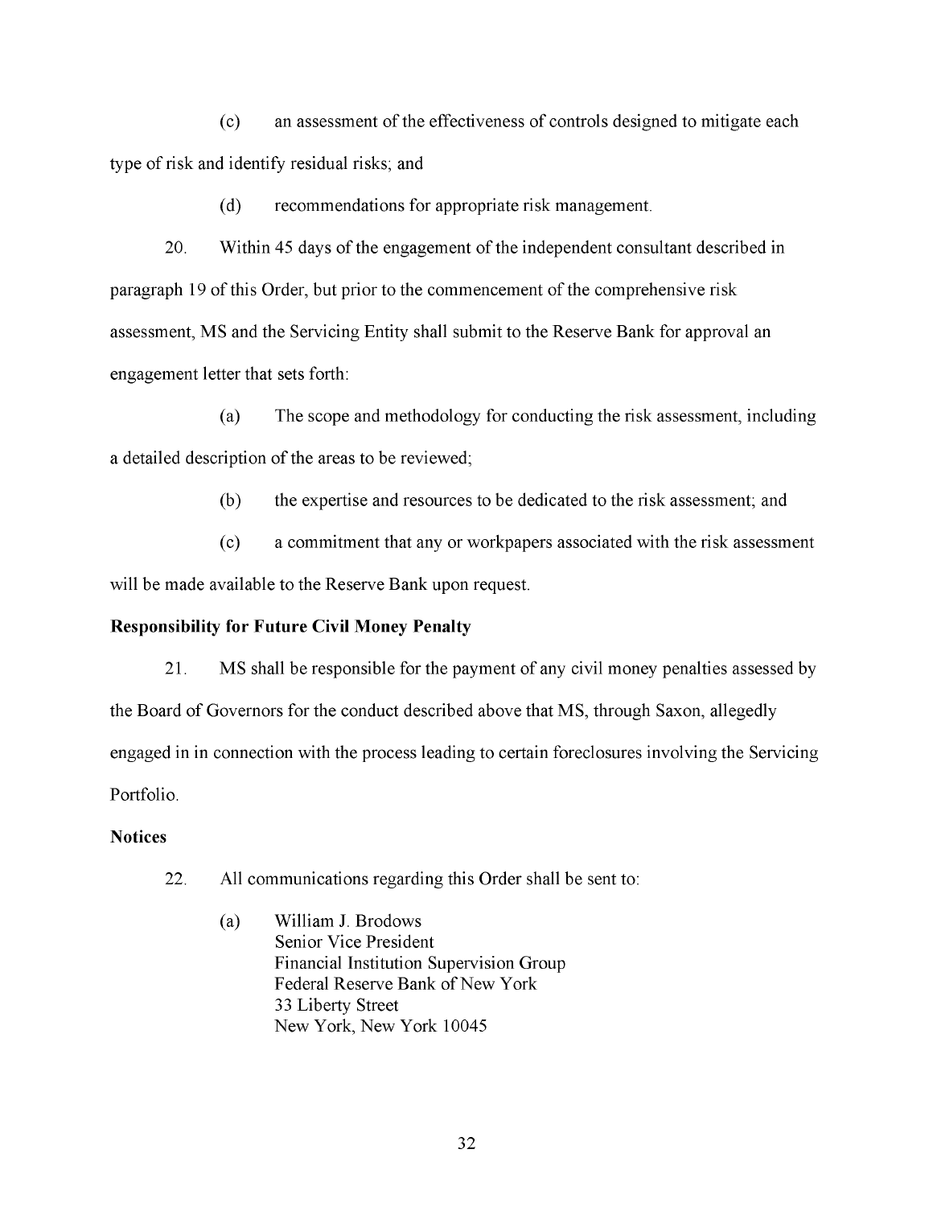(c) an assessment of the effectiveness of controls designed to mitigate each type of risk and identify residual risks; and

(d) recommendations for appropriate risk management.

20. Within 45 days of the engagement of the independent consultant described in paragraph 19 of this Order, but prior to the commencement of the comprehensive risk assessment, MS and the Servicing Entity shall submit to the Reserve Bank for approval an engagement letter that sets forth:

(a) The scope and methodology for conducting the risk assessment, including a detailed description of the areas to be reviewed;

(b) the expertise and resources to be dedicated to the risk assessment; and

(c) a commitment that any or workpapers associated with the risk assessment will be made available to the Reserve Bank upon request.

**Responsibility for Future Civil Money Penalty**

21. MS shall be responsible for the payment of any civil money penalties assessed by the Board of Governors for the conduct described above that MS, through Saxon, allegedly engaged in in connection with the process leading to certain foreclosures involving the Servicing Portfolio.

**Notices**

22. All communications regarding this Order shall be sent to:

(a) William J. Brodows
Senior Vice President
Financial Institution Supervision Group
Federal Reserve Bank of New York
33 Liberty Street
New York, New York 10045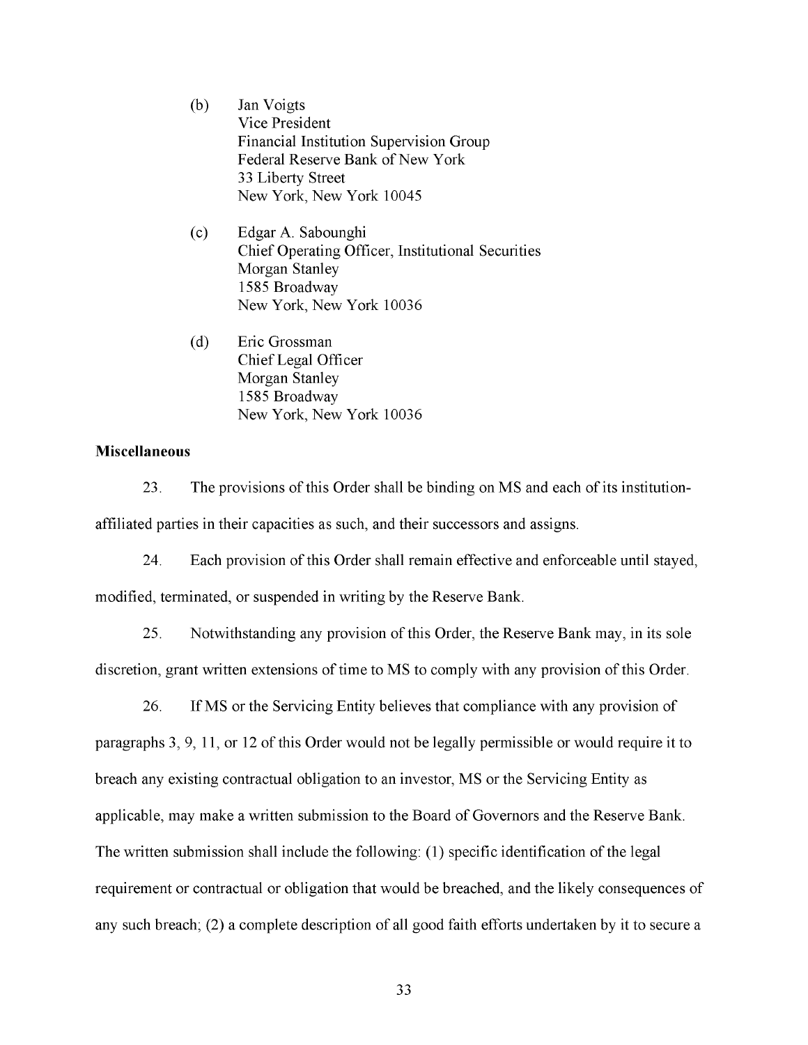(b) Jan Voigts
Vice President
Financial Institution Supervision Group
Federal Reserve Bank of New York
33 Liberty Street
New York, New York 10045

(c) Edgar A. Sabounghi
Chief Operating Officer, Institutional Securities
Morgan Stanley
1585 Broadway
New York, New York 10036

(d) Eric Grossman
Chief Legal Officer
Morgan Stanley
1585 Broadway
New York, New York 10036

**Miscellaneous**

23. The provisions of this Order shall be binding on MS and each of its institution-affiliated parties in their capacities as such, and their successors and assigns.

24. Each provision of this Order shall remain effective and enforceable until stayed, modified, terminated, or suspended in writing by the Reserve Bank.

25. Notwithstanding any provision of this Order, the Reserve Bank may, in its sole discretion, grant written extensions of time to MS to comply with any provision of this Order.

26. If MS or the Servicing Entity believes that compliance with any provision of paragraphs 3, 9, 11, or 12 of this Order would not be legally permissible or would require it to breach any existing contractual obligation to an investor, MS or the Servicing Entity as applicable, may make a written submission to the Board of Governors and the Reserve Bank. The written submission shall include the following: (1) specific identification of the legal requirement or contractual or obligation that would be breached, and the likely consequences of any such breach; (2) a complete description of all good faith efforts undertaken by it to secure a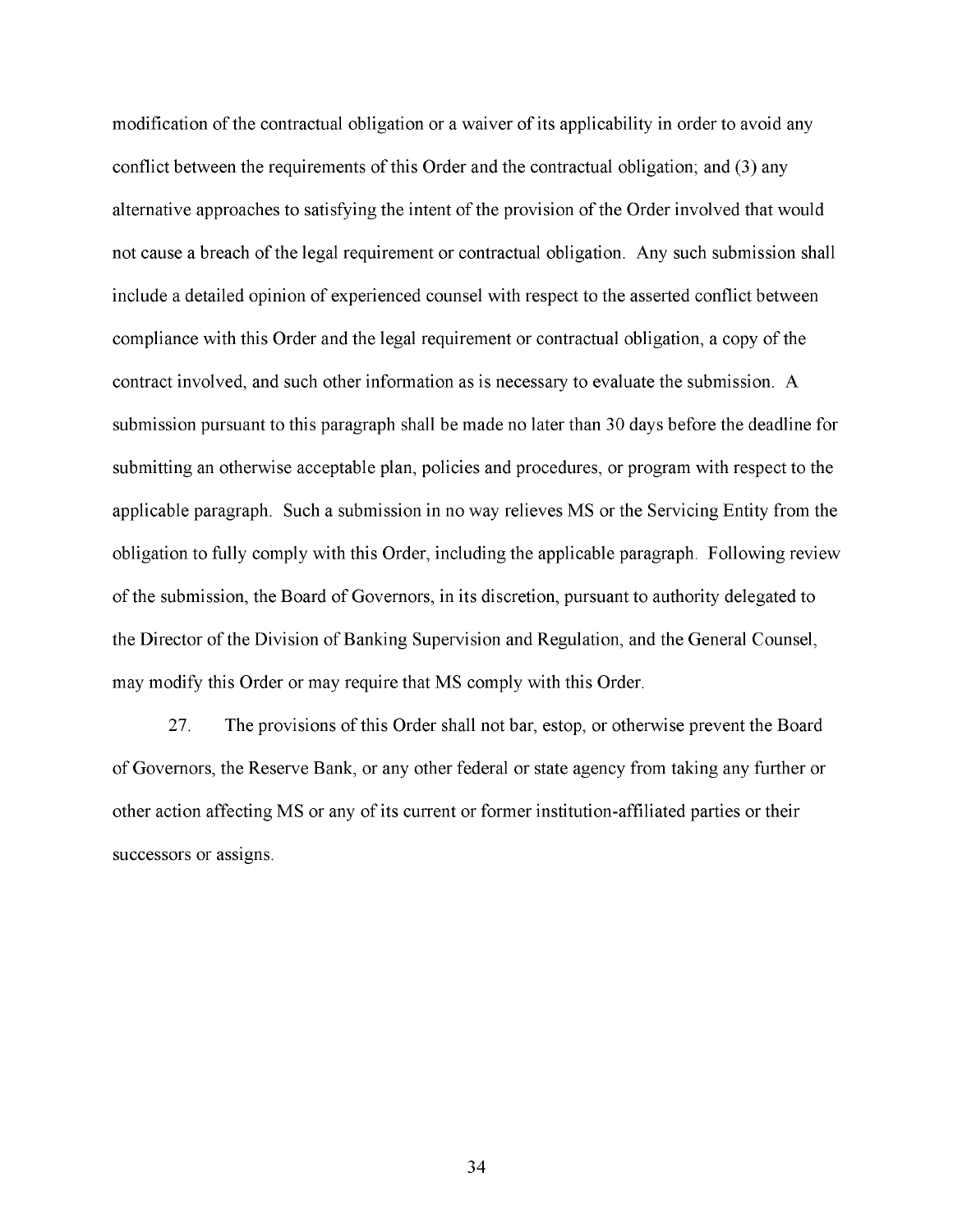modification of the contractual obligation or a waiver of its applicability in order to avoid any conflict between the requirements of this Order and the contractual obligation; and (3) any alternative approaches to satisfying the intent of the provision of the Order involved that would not cause a breach of the legal requirement or contractual obligation. Any such submission shall include a detailed opinion of experienced counsel with respect to the asserted conflict between compliance with this Order and the legal requirement or contractual obligation, a copy of the contract involved, and such other information as is necessary to evaluate the submission. A submission pursuant to this paragraph shall be made no later than 30 days before the deadline for submitting an otherwise acceptable plan, policies and procedures, or program with respect to the applicable paragraph. Such a submission in no way relieves MS or the Servicing Entity from the obligation to fully comply with this Order, including the applicable paragraph. Following review of the submission, the Board of Governors, in its discretion, pursuant to authority delegated to the Director of the Division of Banking Supervision and Regulation, and the General Counsel, may modify this Order or may require that MS comply with this Order.

27. The provisions of this Order shall not bar, estop, or otherwise prevent the Board of Governors, the Reserve Bank, or any other federal or state agency from taking any further or other action affecting MS or any of its current or former institution-affiliated parties or their successors or assigns.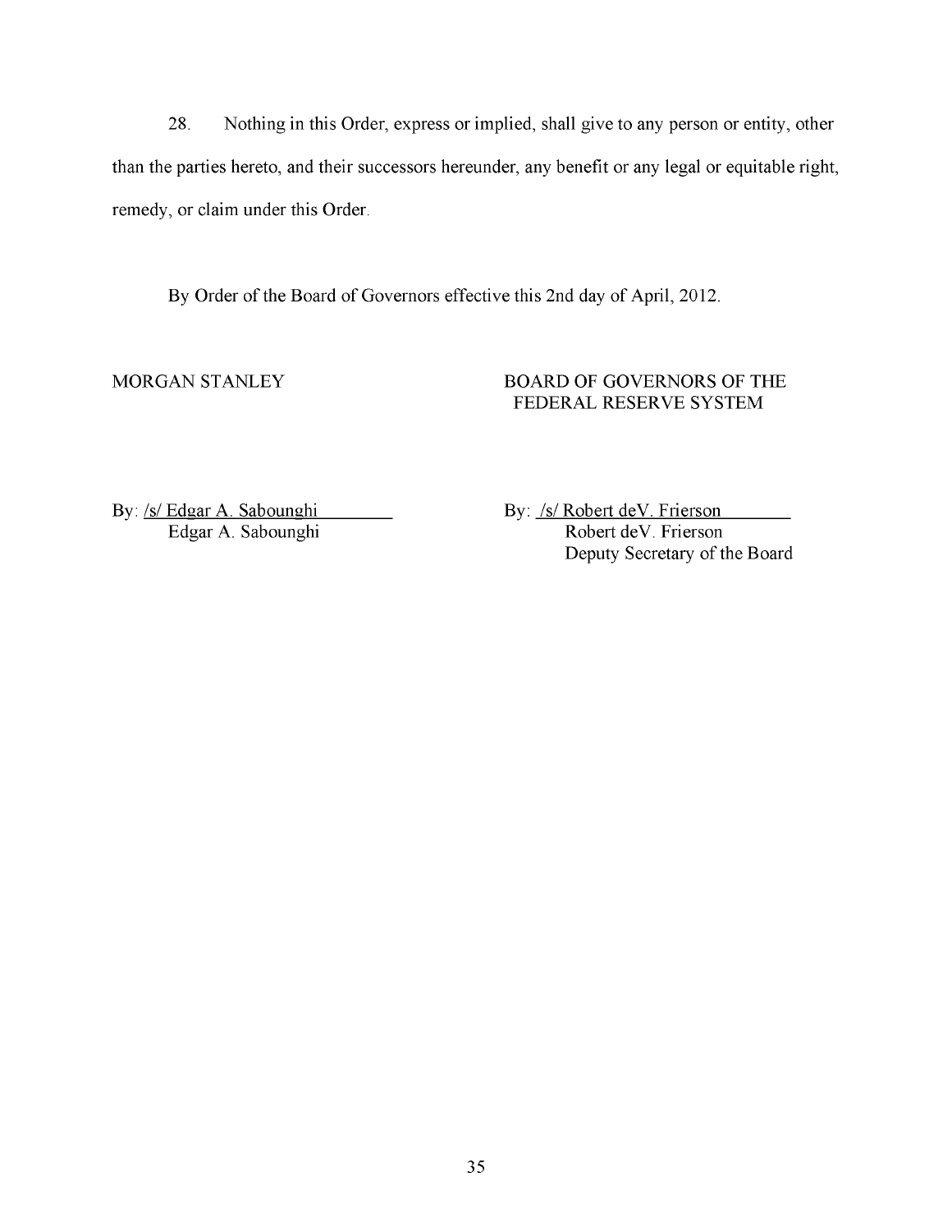28. Nothing in this Order, express or implied, shall give to any person or entity, other than the parties hereto, and their successors hereunder, any benefit or any legal or equitable right, remedy, or claim under this Order.

By Order of the Board of Governors effective this 2nd day of April, 2012.

MORGAN STANLEY

By: /s/ Edgar A. Sabounghi
Edgar A. Sabounghi

BOARD OF GOVERNORS OF THE FEDERAL RESERVE SYSTEM

By: /s/ Robert deV. Frierson
Robert deV. Frierson
Deputy Secretary of the Board